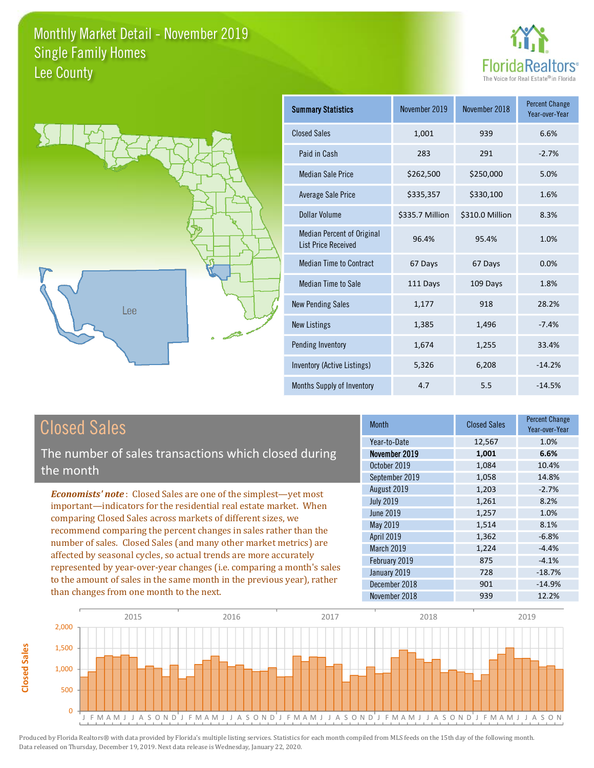# Monthly Market Detail - November 2019
## Single Family Homes
## Lee County

FloridaRealtors®
The Voice for Real Estate® in Florida

Lee

| Summary Statistics | November 2019 | November 2018 | Percent Change Year-over-Year |
|---|---|---|---|
| Closed Sales | 1,001 | 939 | 6.6% |
| Paid in Cash | 283 | 291 | -2.7% |
| Median Sale Price | $262,500 | $250,000 | 5.0% |
| Average Sale Price | $335,357 | $330,100 | 1.6% |
| Dollar Volume | $335.7 Million | $310.0 Million | 8.3% |
| Median Percent of Original List Price Received | 96.4% | 95.4% | 1.0% |
| Median Time to Contract | 67 Days | 67 Days | 0.0% |
| Median Time to Sale | 111 Days | 109 Days | 1.8% |
| New Pending Sales | 1,177 | 918 | 28.2% |
| New Listings | 1,385 | 1,496 | -7.4% |
| Pending Inventory | 1,674 | 1,255 | 33.4% |
| Inventory (Active Listings) | 5,326 | 6,208 | -14.2% |
| Months Supply of Inventory | 4.7 | 5.5 | -14.5% |

## Closed Sales

The number of sales transactions which closed during the month

***Economists' note***: Closed Sales are one of the simplest—yet most important—indicators for the residential real estate market. When comparing Closed Sales across markets of different sizes, we recommend comparing the percent changes in sales rather than the number of sales. Closed Sales (and many other market metrics) are affected by seasonal cycles, so actual trends are more accurately represented by year-over-year changes (i.e. comparing a month's sales to the amount of sales in the same month in the previous year), rather than changes from one month to the next.

| Month | Closed Sales | Percent Change Year-over-Year |
|---|---|---|
| Year-to-Date | 12,567 | 1.0% |
| **November 2019** | **1,001** | **6.6%** |
| October 2019 | 1,084 | 10.4% |
| September 2019 | 1,058 | 14.8% |
| August 2019 | 1,203 | -2.7% |
| July 2019 | 1,261 | 8.2% |
| June 2019 | 1,257 | 1.0% |
| May 2019 | 1,514 | 8.1% |
| April 2019 | 1,362 | -6.8% |
| March 2019 | 1,224 | -4.4% |
| February 2019 | 875 | -4.1% |
| January 2019 | 728 | -18.7% |
| December 2018 | 901 | -14.9% |
| November 2018 | 939 | 12.2% |

Produced by Florida Realtors® with data provided by Florida's multiple listing services. Statistics for each month compiled from MLS feeds on the 15th day of the following month. Data released on Thursday, December 19, 2019. Next data release is Wednesday, January 22, 2020.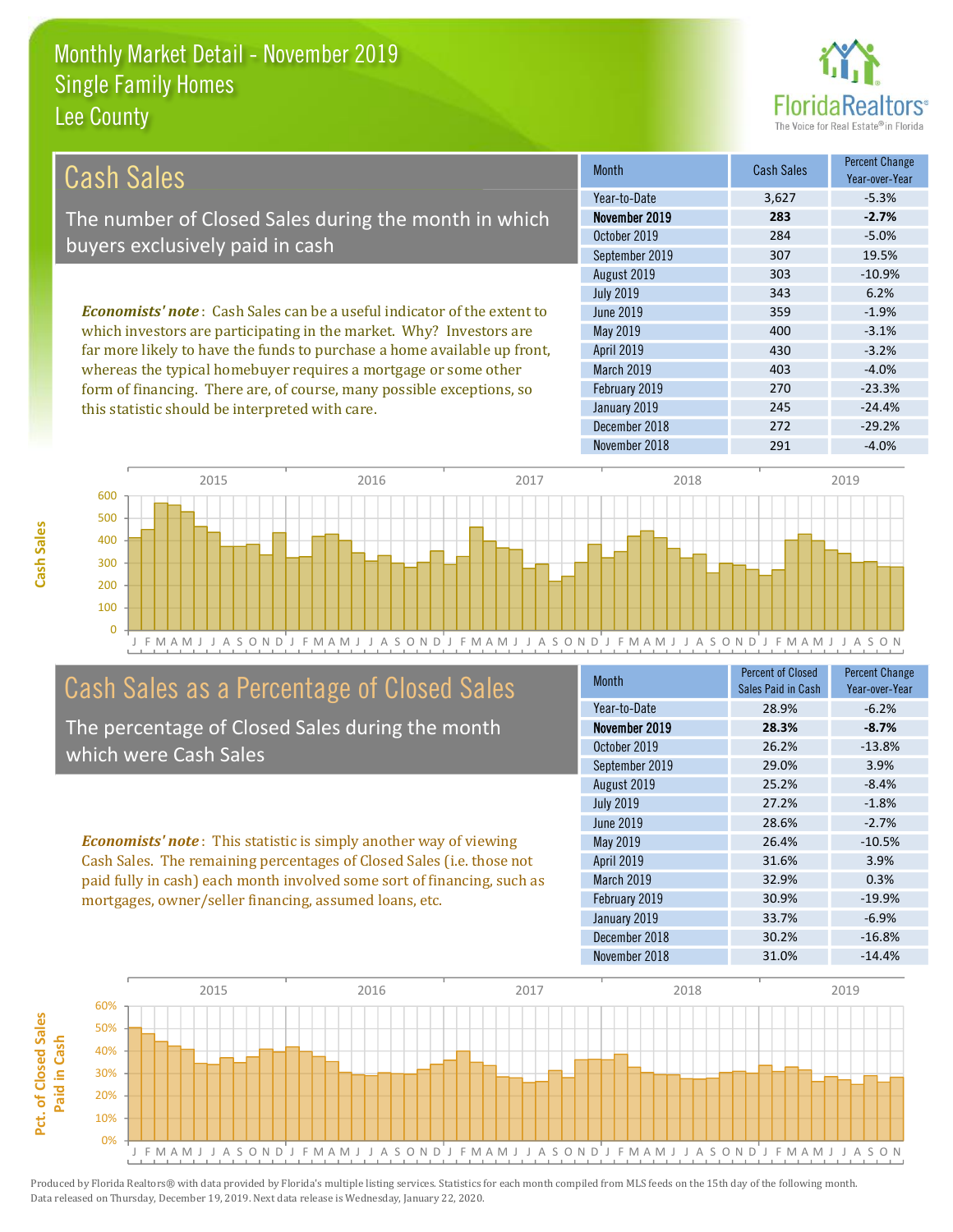# Monthly Market Detail - November 2019
## Single Family Homes
## Lee County

FloridaRealtors® The Voice for Real Estate® in Florida

## Cash Sales

The number of Closed Sales during the month in which buyers exclusively paid in cash

*Economists' note*: Cash Sales can be a useful indicator of the extent to which investors are participating in the market. Why? Investors are far more likely to have the funds to purchase a home available up front, whereas the typical homebuyer requires a mortgage or some other form of financing. There are, of course, many possible exceptions, so this statistic should be interpreted with care.

| Month | Cash Sales | Percent Change Year-over-Year |
|---|---|---|
| Year-to-Date | 3,627 | -5.3% |
| **November 2019** | **283** | **-2.7%** |
| October 2019 | 284 | -5.0% |
| September 2019 | 307 | 19.5% |
| August 2019 | 303 | -10.9% |
| July 2019 | 343 | 6.2% |
| June 2019 | 359 | -1.9% |
| May 2019 | 400 | -3.1% |
| April 2019 | 430 | -3.2% |
| March 2019 | 403 | -4.0% |
| February 2019 | 270 | -23.3% |
| January 2019 | 245 | -24.4% |
| December 2018 | 272 | -29.2% |
| November 2018 | 291 | -4.0% |

## Cash Sales as a Percentage of Closed Sales

The percentage of Closed Sales during the month which were Cash Sales

*Economists' note*: This statistic is simply another way of viewing Cash Sales. The remaining percentages of Closed Sales (i.e. those not paid fully in cash) each month involved some sort of financing, such as mortgages, owner/seller financing, assumed loans, etc.

| Month | Percent of Closed Sales Paid in Cash | Percent Change Year-over-Year |
|---|---|---|
| Year-to-Date | 28.9% | -6.2% |
| **November 2019** | **28.3%** | **-8.7%** |
| October 2019 | 26.2% | -13.8% |
| September 2019 | 29.0% | 3.9% |
| August 2019 | 25.2% | -8.4% |
| July 2019 | 27.2% | -1.8% |
| June 2019 | 28.6% | -2.7% |
| May 2019 | 26.4% | -10.5% |
| April 2019 | 31.6% | 3.9% |
| March 2019 | 32.9% | 0.3% |
| February 2019 | 30.9% | -19.9% |
| January 2019 | 33.7% | -6.9% |
| December 2018 | 30.2% | -16.8% |
| November 2018 | 31.0% | -14.4% |

Produced by Florida Realtors® with data provided by Florida's multiple listing services. Statistics for each month compiled from MLS feeds on the 15th day of the following month. Data released on Thursday, December 19, 2019. Next data release is Wednesday, January 22, 2020.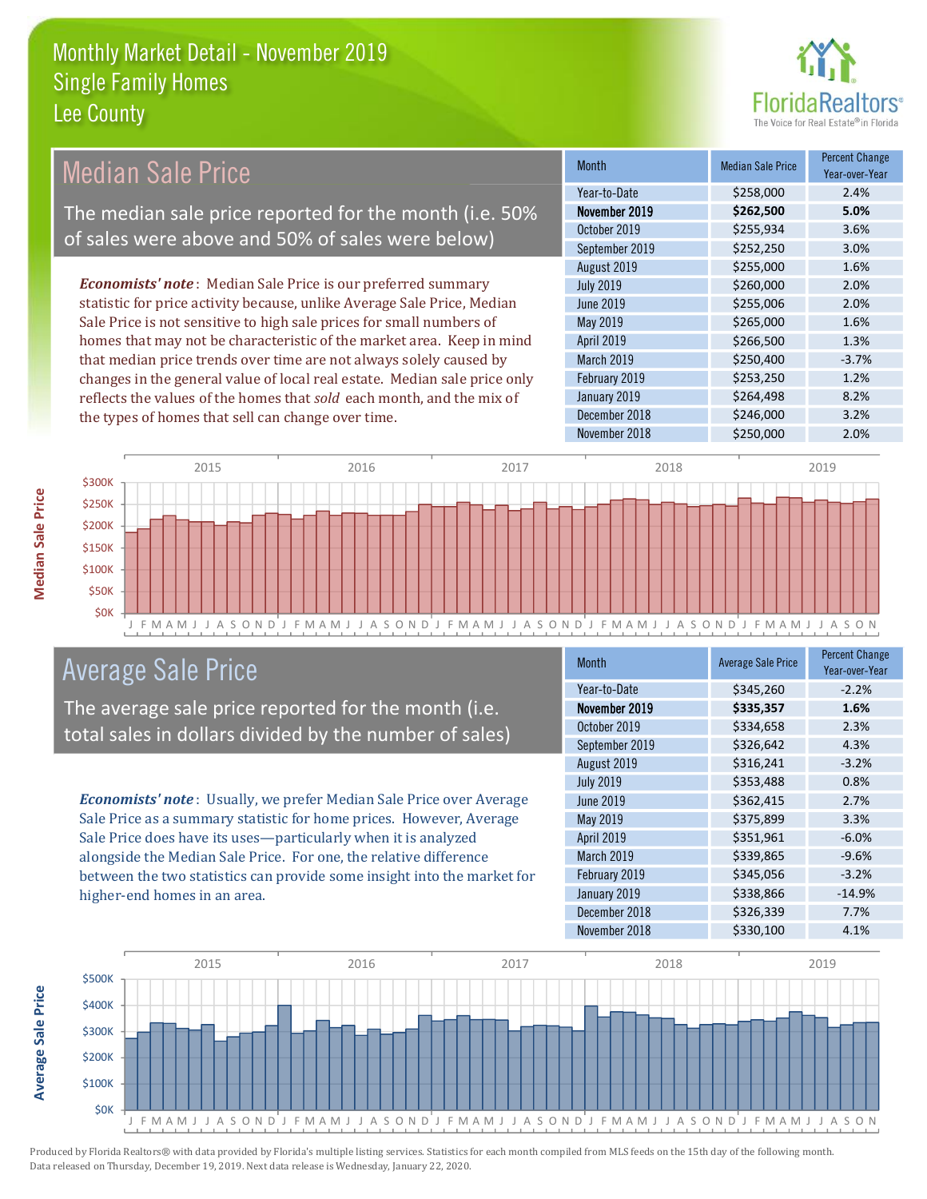# Monthly Market Detail - November 2019
## Single Family Homes
## Lee County

## Median Sale Price

The median sale price reported for the month (i.e. 50% of sales were above and 50% of sales were below)

***Economists' note***: Median Sale Price is our preferred summary statistic for price activity because, unlike Average Sale Price, Median Sale Price is not sensitive to high sale prices for small numbers of homes that may not be characteristic of the market area. Keep in mind that median price trends over time are not always solely caused by changes in the general value of local real estate. Median sale price only reflects the values of the homes that *sold* each month, and the mix of the types of homes that sell can change over time.

| Month | Median Sale Price | Percent Change Year-over-Year |
|---|---|---|
| Year-to-Date | $258,000 | 2.4% |
| **November 2019** | **$262,500** | **5.0%** |
| October 2019 | $255,934 | 3.6% |
| September 2019 | $252,250 | 3.0% |
| August 2019 | $255,000 | 1.6% |
| July 2019 | $260,000 | 2.0% |
| June 2019 | $255,006 | 2.0% |
| May 2019 | $265,000 | 1.6% |
| April 2019 | $266,500 | 1.3% |
| March 2019 | $250,400 | -3.7% |
| February 2019 | $253,250 | 1.2% |
| January 2019 | $264,498 | 8.2% |
| December 2018 | $246,000 | 3.2% |
| November 2018 | $250,000 | 2.0% |

## Average Sale Price

The average sale price reported for the month (i.e. total sales in dollars divided by the number of sales)

***Economists' note***: Usually, we prefer Median Sale Price over Average Sale Price as a summary statistic for home prices. However, Average Sale Price does have its uses—particularly when it is analyzed alongside the Median Sale Price. For one, the relative difference between the two statistics can provide some insight into the market for higher-end homes in an area.

| Month | Average Sale Price | Percent Change Year-over-Year |
|---|---|---|
| Year-to-Date | $345,260 | -2.2% |
| **November 2019** | **$335,357** | **1.6%** |
| October 2019 | $334,658 | 2.3% |
| September 2019 | $326,642 | 4.3% |
| August 2019 | $316,241 | -3.2% |
| July 2019 | $353,488 | 0.8% |
| June 2019 | $362,415 | 2.7% |
| May 2019 | $375,899 | 3.3% |
| April 2019 | $351,961 | -6.0% |
| March 2019 | $339,865 | -9.6% |
| February 2019 | $345,056 | -3.2% |
| January 2019 | $338,866 | -14.9% |
| December 2018 | $326,339 | 7.7% |
| November 2018 | $330,100 | 4.1% |

Produced by Florida Realtors® with data provided by Florida's multiple listing services. Statistics for each month compiled from MLS feeds on the 15th day of the following month. Data released on Thursday, December 19, 2019. Next data release is Wednesday, January 22, 2020.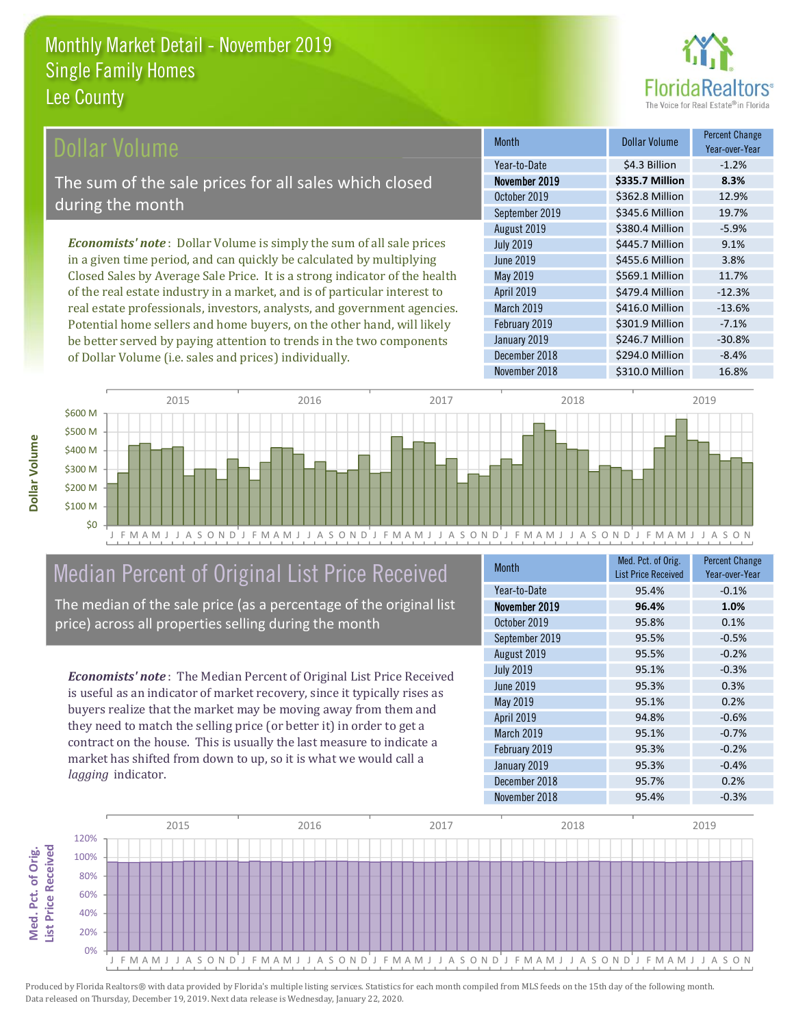# Monthly Market Detail - November 2019
## Single Family Homes
## Lee County

## Dollar Volume

The sum of the sale prices for all sales which closed during the month

***Economists' note***: Dollar Volume is simply the sum of all sale prices in a given time period, and can quickly be calculated by multiplying Closed Sales by Average Sale Price. It is a strong indicator of the health of the real estate industry in a market, and is of particular interest to real estate professionals, investors, analysts, and government agencies. Potential home sellers and home buyers, on the other hand, will likely be better served by paying attention to trends in the two components of Dollar Volume (i.e. sales and prices) individually.

| Month | Dollar Volume | Percent Change Year-over-Year |
|---|---|---|
| Year-to-Date | $4.3 Billion | -1.2% |
| **November 2019** | **$335.7 Million** | **8.3%** |
| October 2019 | $362.8 Million | 12.9% |
| September 2019 | $345.6 Million | 19.7% |
| August 2019 | $380.4 Million | -5.9% |
| July 2019 | $445.7 Million | 9.1% |
| June 2019 | $455.6 Million | 3.8% |
| May 2019 | $569.1 Million | 11.7% |
| April 2019 | $479.4 Million | -12.3% |
| March 2019 | $416.0 Million | -13.6% |
| February 2019 | $301.9 Million | -7.1% |
| January 2019 | $246.7 Million | -30.8% |
| December 2018 | $294.0 Million | -8.4% |
| November 2018 | $310.0 Million | 16.8% |

## Median Percent of Original List Price Received

The median of the sale price (as a percentage of the original list price) across all properties selling during the month

***Economists' note***: The Median Percent of Original List Price Received is useful as an indicator of market recovery, since it typically rises as buyers realize that the market may be moving away from them and they need to match the selling price (or better it) in order to get a contract on the house. This is usually the last measure to indicate a market has shifted from down to up, so it is what we would call a *lagging* indicator.

| Month | Med. Pct. of Orig. List Price Received | Percent Change Year-over-Year |
|---|---|---|
| Year-to-Date | 95.4% | -0.1% |
| **November 2019** | **96.4%** | **1.0%** |
| October 2019 | 95.8% | 0.1% |
| September 2019 | 95.5% | -0.5% |
| August 2019 | 95.5% | -0.2% |
| July 2019 | 95.1% | -0.3% |
| June 2019 | 95.3% | 0.3% |
| May 2019 | 95.1% | 0.2% |
| April 2019 | 94.8% | -0.6% |
| March 2019 | 95.1% | -0.7% |
| February 2019 | 95.3% | -0.2% |
| January 2019 | 95.3% | -0.4% |
| December 2018 | 95.7% | 0.2% |
| November 2018 | 95.4% | -0.3% |

Produced by Florida Realtors® with data provided by Florida's multiple listing services. Statistics for each month compiled from MLS feeds on the 15th day of the following month. Data released on Thursday, December 19, 2019. Next data release is Wednesday, January 22, 2020.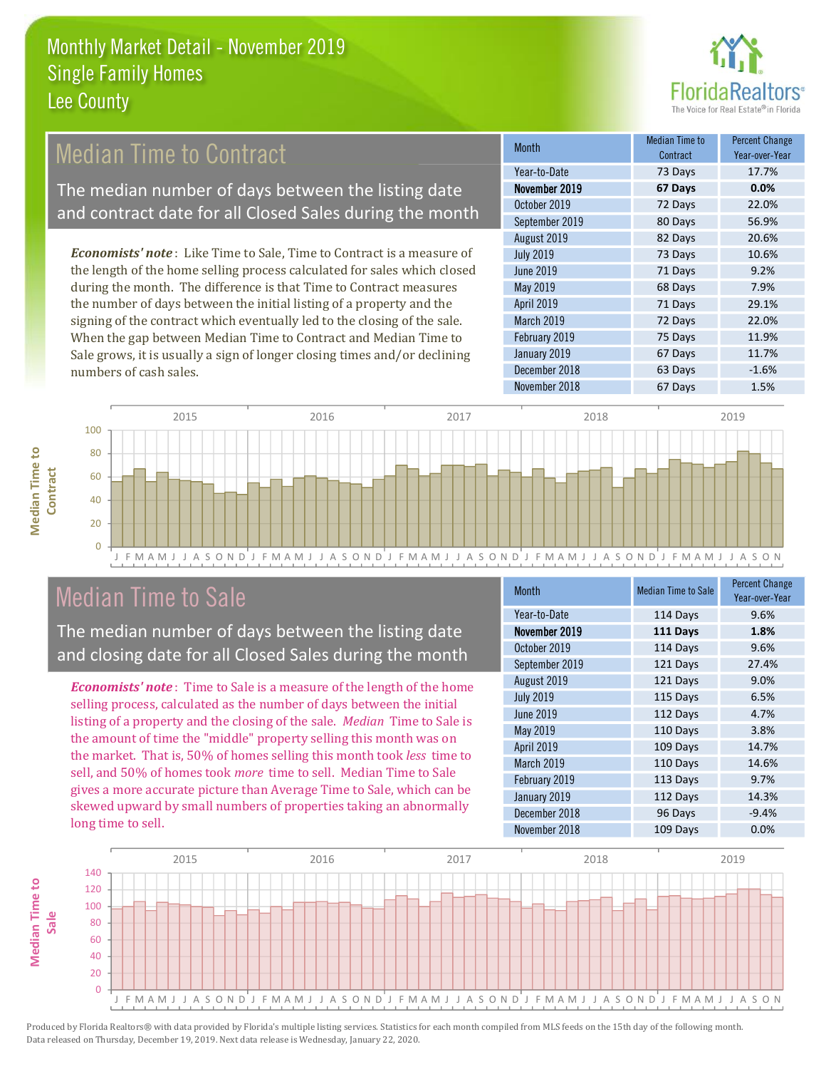# Monthly Market Detail - November 2019
## Single Family Homes
## Lee County

## Median Time to Contract

The median number of days between the listing date and contract date for all Closed Sales during the month

*Economists' note*: Like Time to Sale, Time to Contract is a measure of the length of the home selling process calculated for sales which closed during the month. The difference is that Time to Contract measures the number of days between the initial listing of a property and the signing of the contract which eventually led to the closing of the sale. When the gap between Median Time to Contract and Median Time to Sale grows, it is usually a sign of longer closing times and/or declining numbers of cash sales.

| Month | Median Time to Contract | Percent Change Year-over-Year |
|---|---|---|
| Year-to-Date | 73 Days | 17.7% |
| **November 2019** | **67 Days** | **0.0%** |
| October 2019 | 72 Days | 22.0% |
| September 2019 | 80 Days | 56.9% |
| August 2019 | 82 Days | 20.6% |
| July 2019 | 73 Days | 10.6% |
| June 2019 | 71 Days | 9.2% |
| May 2019 | 68 Days | 7.9% |
| April 2019 | 71 Days | 29.1% |
| March 2019 | 72 Days | 22.0% |
| February 2019 | 75 Days | 11.9% |
| January 2019 | 67 Days | 11.7% |
| December 2018 | 63 Days | -1.6% |
| November 2018 | 67 Days | 1.5% |

## Median Time to Sale

The median number of days between the listing date and closing date for all Closed Sales during the month

*Economists' note*: Time to Sale is a measure of the length of the home selling process, calculated as the number of days between the initial listing of a property and the closing of the sale. *Median* Time to Sale is the amount of time the "middle" property selling this month was on the market. That is, 50% of homes selling this month took *less* time to sell, and 50% of homes took *more* time to sell. Median Time to Sale gives a more accurate picture than Average Time to Sale, which can be skewed upward by small numbers of properties taking an abnormally long time to sell.

| Month | Median Time to Sale | Percent Change Year-over-Year |
|---|---|---|
| Year-to-Date | 114 Days | 9.6% |
| **November 2019** | **111 Days** | **1.8%** |
| October 2019 | 114 Days | 9.6% |
| September 2019 | 121 Days | 27.4% |
| August 2019 | 121 Days | 9.0% |
| July 2019 | 115 Days | 6.5% |
| June 2019 | 112 Days | 4.7% |
| May 2019 | 110 Days | 3.8% |
| April 2019 | 109 Days | 14.7% |
| March 2019 | 110 Days | 14.6% |
| February 2019 | 113 Days | 9.7% |
| January 2019 | 112 Days | 14.3% |
| December 2018 | 96 Days | -9.4% |
| November 2018 | 109 Days | 0.0% |

Produced by Florida Realtors® with data provided by Florida's multiple listing services. Statistics for each month compiled from MLS feeds on the 15th day of the following month. Data released on Thursday, December 19, 2019. Next data release is Wednesday, January 22, 2020.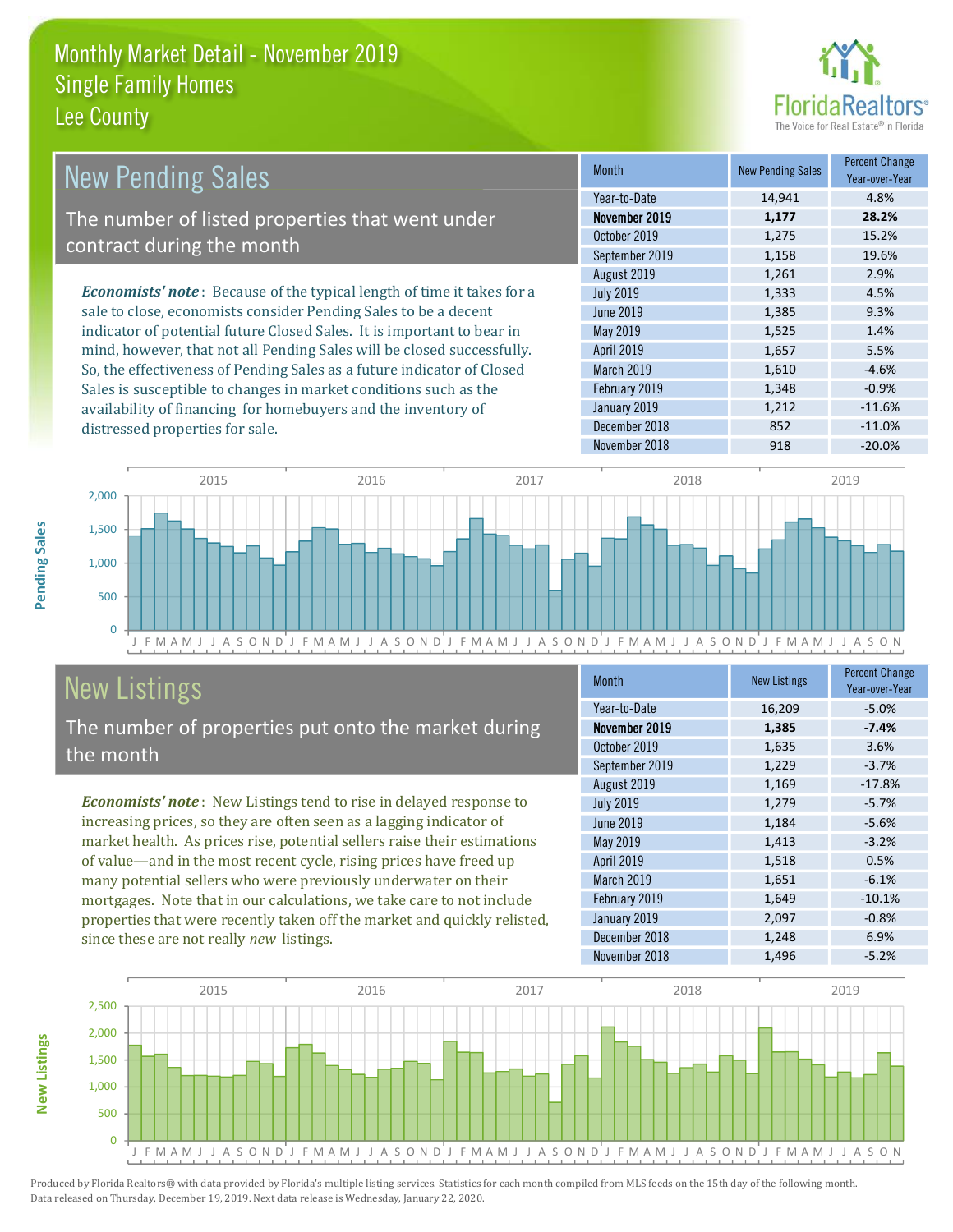# Monthly Market Detail - November 2019
## Single Family Homes
## Lee County

## New Pending Sales

The number of listed properties that went under contract during the month

*Economists' note*: Because of the typical length of time it takes for a sale to close, economists consider Pending Sales to be a decent indicator of potential future Closed Sales. It is important to bear in mind, however, that not all Pending Sales will be closed successfully. So, the effectiveness of Pending Sales as a future indicator of Closed Sales is susceptible to changes in market conditions such as the availability of financing for homebuyers and the inventory of distressed properties for sale.

| Month | New Pending Sales | Percent Change Year-over-Year |
|---|---|---|
| Year-to-Date | 14,941 | 4.8% |
| **November 2019** | **1,177** | **28.2%** |
| October 2019 | 1,275 | 15.2% |
| September 2019 | 1,158 | 19.6% |
| August 2019 | 1,261 | 2.9% |
| July 2019 | 1,333 | 4.5% |
| June 2019 | 1,385 | 9.3% |
| May 2019 | 1,525 | 1.4% |
| April 2019 | 1,657 | 5.5% |
| March 2019 | 1,610 | -4.6% |
| February 2019 | 1,348 | -0.9% |
| January 2019 | 1,212 | -11.6% |
| December 2018 | 852 | -11.0% |
| November 2018 | 918 | -20.0% |

## New Listings

The number of properties put onto the market during the month

*Economists' note*: New Listings tend to rise in delayed response to increasing prices, so they are often seen as a lagging indicator of market health. As prices rise, potential sellers raise their estimations of value—and in the most recent cycle, rising prices have freed up many potential sellers who were previously underwater on their mortgages. Note that in our calculations, we take care to not include properties that were recently taken off the market and quickly relisted, since these are not really *new* listings.

| Month | New Listings | Percent Change Year-over-Year |
|---|---|---|
| Year-to-Date | 16,209 | -5.0% |
| **November 2019** | **1,385** | **-7.4%** |
| October 2019 | 1,635 | 3.6% |
| September 2019 | 1,229 | -3.7% |
| August 2019 | 1,169 | -17.8% |
| July 2019 | 1,279 | -5.7% |
| June 2019 | 1,184 | -5.6% |
| May 2019 | 1,413 | -3.2% |
| April 2019 | 1,518 | 0.5% |
| March 2019 | 1,651 | -6.1% |
| February 2019 | 1,649 | -10.1% |
| January 2019 | 2,097 | -0.8% |
| December 2018 | 1,248 | 6.9% |
| November 2018 | 1,496 | -5.2% |

Produced by Florida Realtors® with data provided by Florida's multiple listing services. Statistics for each month compiled from MLS feeds on the 15th day of the following month. Data released on Thursday, December 19, 2019. Next data release is Wednesday, January 22, 2020.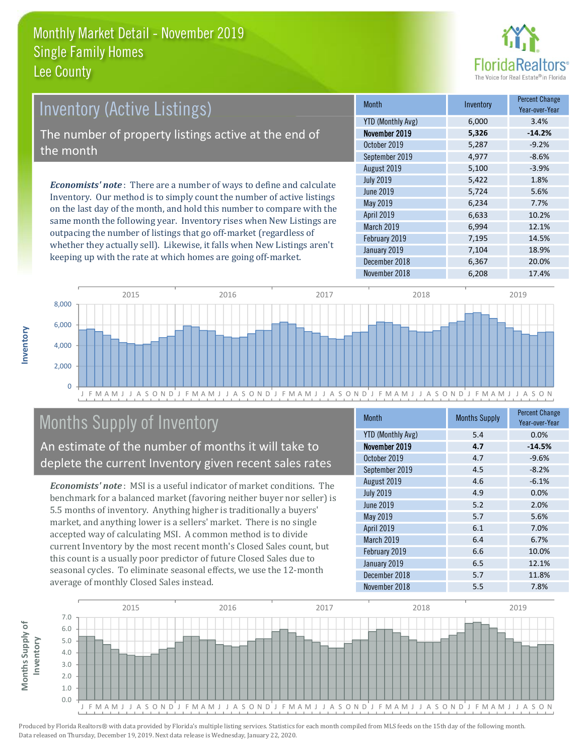# Monthly Market Detail - November 2019
## Single Family Homes
## Lee County

## Inventory (Active Listings)

The number of property listings active at the end of the month

***Economists' note***: There are a number of ways to define and calculate Inventory. Our method is to simply count the number of active listings on the last day of the month, and hold this number to compare with the same month the following year. Inventory rises when New Listings are outpacing the number of listings that go off-market (regardless of whether they actually sell). Likewise, it falls when New Listings aren't keeping up with the rate at which homes are going off-market.

| Month | Inventory | Percent Change Year-over-Year |
|---|---|---|
| YTD (Monthly Avg) | 6,000 | 3.4% |
| **November 2019** | **5,326** | **-14.2%** |
| October 2019 | 5,287 | -9.2% |
| September 2019 | 4,977 | -8.6% |
| August 2019 | 5,100 | -3.9% |
| July 2019 | 5,422 | 1.8% |
| June 2019 | 5,724 | 5.6% |
| May 2019 | 6,234 | 7.7% |
| April 2019 | 6,633 | 10.2% |
| March 2019 | 6,994 | 12.1% |
| February 2019 | 7,195 | 14.5% |
| January 2019 | 7,104 | 18.9% |
| December 2018 | 6,367 | 20.0% |
| November 2018 | 6,208 | 17.4% |

## Months Supply of Inventory

An estimate of the number of months it will take to deplete the current Inventory given recent sales rates

***Economists' note***: MSI is a useful indicator of market conditions. The benchmark for a balanced market (favoring neither buyer nor seller) is 5.5 months of inventory. Anything higher is traditionally a buyers' market, and anything lower is a sellers' market. There is no single accepted way of calculating MSI. A common method is to divide current Inventory by the most recent month's Closed Sales count, but this count is a usually poor predictor of future Closed Sales due to seasonal cycles. To eliminate seasonal effects, we use the 12-month average of monthly Closed Sales instead.

| Month | Months Supply | Percent Change Year-over-Year |
|---|---|---|
| YTD (Monthly Avg) | 5.4 | 0.0% |
| **November 2019** | **4.7** | **-14.5%** |
| October 2019 | 4.7 | -9.6% |
| September 2019 | 4.5 | -8.2% |
| August 2019 | 4.6 | -6.1% |
| July 2019 | 4.9 | 0.0% |
| June 2019 | 5.2 | 2.0% |
| May 2019 | 5.7 | 5.6% |
| April 2019 | 6.1 | 7.0% |
| March 2019 | 6.4 | 6.7% |
| February 2019 | 6.6 | 10.0% |
| January 2019 | 6.5 | 12.1% |
| December 2018 | 5.7 | 11.8% |
| November 2018 | 5.5 | 7.8% |

Produced by Florida Realtors® with data provided by Florida's multiple listing services. Statistics for each month compiled from MLS feeds on the 15th day of the following month. Data released on Thursday, December 19, 2019. Next data release is Wednesday, January 22, 2020.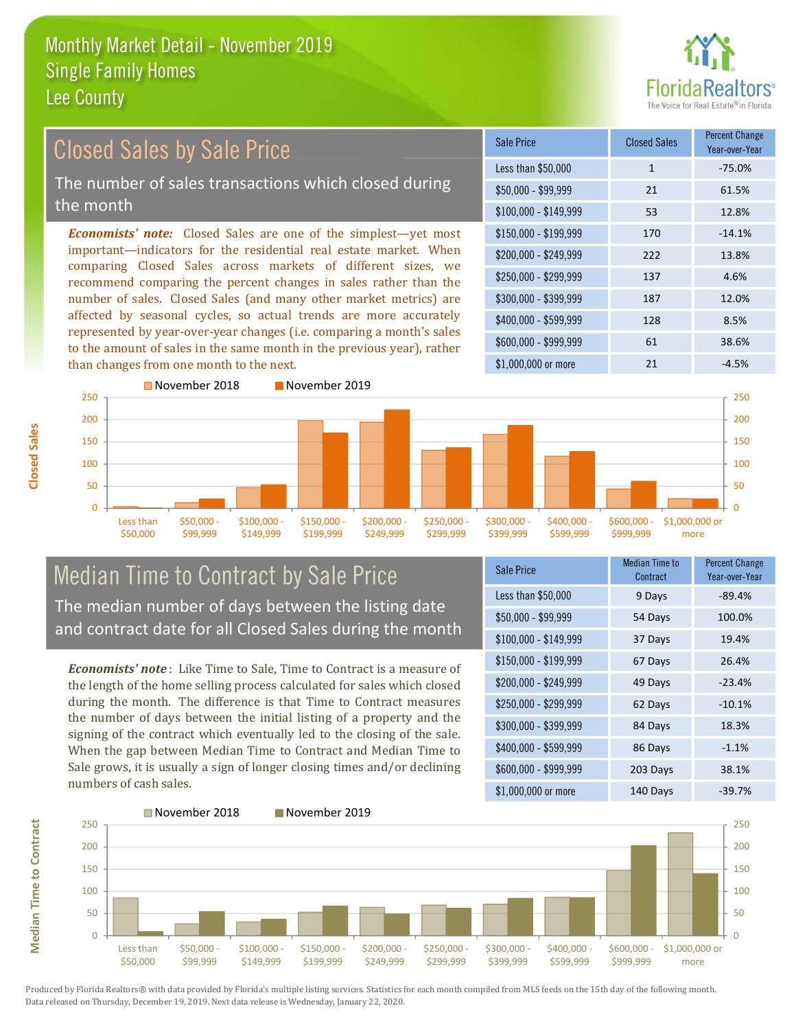# Monthly Market Detail - November 2019
## Single Family Homes
## Lee County

## Closed Sales by Sale Price

The number of sales transactions which closed during the month

*Economists' note:* Closed Sales are one of the simplest—yet most important—indicators for the residential real estate market. When comparing Closed Sales across markets of different sizes, we recommend comparing the percent changes in sales rather than the number of sales. Closed Sales (and many other market metrics) are affected by seasonal cycles, so actual trends are more accurately represented by year-over-year changes (i.e. comparing a month's sales to the amount of sales in the same month in the previous year), rather than changes from one month to the next.

| Sale Price | Closed Sales | Percent Change Year-over-Year |
|---|---|---|
| Less than $50,000 | 1 | -75.0% |
| $50,000 - $99,999 | 21 | 61.5% |
| $100,000 - $149,999 | 53 | 12.8% |
| $150,000 - $199,999 | 170 | -14.1% |
| $200,000 - $249,999 | 222 | 13.8% |
| $250,000 - $299,999 | 137 | 4.6% |
| $300,000 - $399,999 | 187 | 12.0% |
| $400,000 - $599,999 | 128 | 8.5% |
| $600,000 - $999,999 | 61 | 38.6% |
| $1,000,000 or more | 21 | -4.5% |

## Median Time to Contract by Sale Price

The median number of days between the listing date and contract date for all Closed Sales during the month

*Economists' note*: Like Time to Sale, Time to Contract is a measure of the length of the home selling process calculated for sales which closed during the month. The difference is that Time to Contract measures the number of days between the initial listing of a property and the signing of the contract which eventually led to the closing of the sale. When the gap between Median Time to Contract and Median Time to Sale grows, it is usually a sign of longer closing times and/or declining numbers of cash sales.

| Sale Price | Median Time to Contract | Percent Change Year-over-Year |
|---|---|---|
| Less than $50,000 | 9 Days | -89.4% |
| $50,000 - $99,999 | 54 Days | 100.0% |
| $100,000 - $149,999 | 37 Days | 19.4% |
| $150,000 - $199,999 | 67 Days | 26.4% |
| $200,000 - $249,999 | 49 Days | -23.4% |
| $250,000 - $299,999 | 62 Days | -10.1% |
| $300,000 - $399,999 | 84 Days | 18.3% |
| $400,000 - $599,999 | 86 Days | -1.1% |
| $600,000 - $999,999 | 203 Days | 38.1% |
| $1,000,000 or more | 140 Days | -39.7% |

Produced by Florida Realtors® with data provided by Florida's multiple listing services. Statistics for each month compiled from MLS feeds on the 15th day of the following month. Data released on Thursday, December 19, 2019. Next data release is Wednesday, January 22, 2020.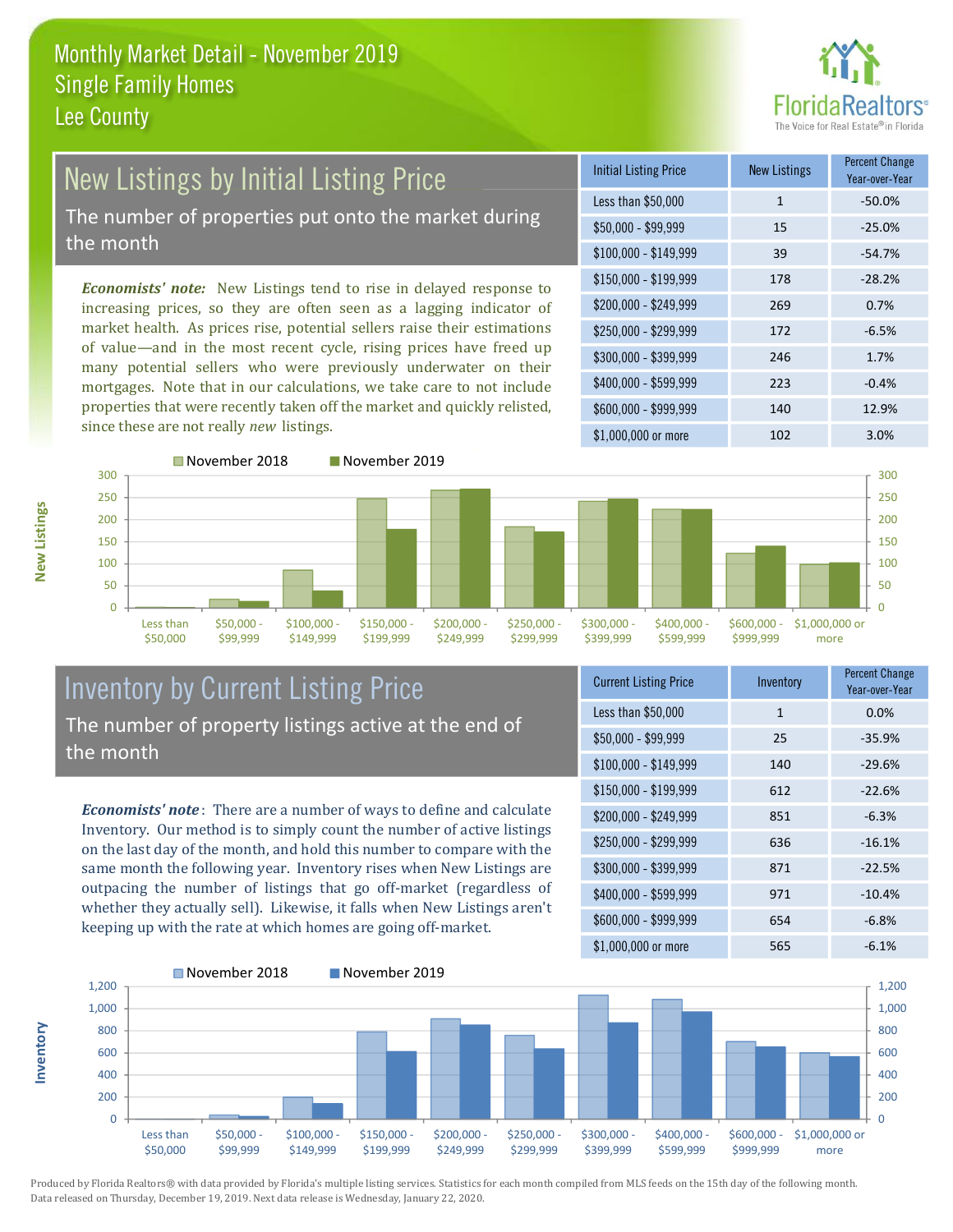# Monthly Market Detail - November 2019
## Single Family Homes
## Lee County

## New Listings by Initial Listing Price

The number of properties put onto the market during the month

*Economists' note:* New Listings tend to rise in delayed response to increasing prices, so they are often seen as a lagging indicator of market health. As prices rise, potential sellers raise their estimations of value—and in the most recent cycle, rising prices have freed up many potential sellers who were previously underwater on their mortgages. Note that in our calculations, we take care to not include properties that were recently taken off the market and quickly relisted, since these are not really *new* listings.

| Initial Listing Price | New Listings | Percent Change Year-over-Year |
|---|---|---|
| Less than $50,000 | 1 | -50.0% |
| $50,000 - $99,999 | 15 | -25.0% |
| $100,000 - $149,999 | 39 | -54.7% |
| $150,000 - $199,999 | 178 | -28.2% |
| $200,000 - $249,999 | 269 | 0.7% |
| $250,000 - $299,999 | 172 | -6.5% |
| $300,000 - $399,999 | 246 | 1.7% |
| $400,000 - $599,999 | 223 | -0.4% |
| $600,000 - $999,999 | 140 | 12.9% |
| $1,000,000 or more | 102 | 3.0% |

## Inventory by Current Listing Price

The number of property listings active at the end of the month

*Economists' note*: There are a number of ways to define and calculate Inventory. Our method is to simply count the number of active listings on the last day of the month, and hold this number to compare with the same month the following year. Inventory rises when New Listings are outpacing the number of listings that go off-market (regardless of whether they actually sell). Likewise, it falls when New Listings aren't keeping up with the rate at which homes are going off-market.

| Current Listing Price | Inventory | Percent Change Year-over-Year |
|---|---|---|
| Less than $50,000 | 1 | 0.0% |
| $50,000 - $99,999 | 25 | -35.9% |
| $100,000 - $149,999 | 140 | -29.6% |
| $150,000 - $199,999 | 612 | -22.6% |
| $200,000 - $249,999 | 851 | -6.3% |
| $250,000 - $299,999 | 636 | -16.1% |
| $300,000 - $399,999 | 871 | -22.5% |
| $400,000 - $599,999 | 971 | -10.4% |
| $600,000 - $999,999 | 654 | -6.8% |
| $1,000,000 or more | 565 | -6.1% |

Produced by Florida Realtors® with data provided by Florida's multiple listing services. Statistics for each month compiled from MLS feeds on the 15th day of the following month. Data released on Thursday, December 19, 2019. Next data release is Wednesday, January 22, 2020.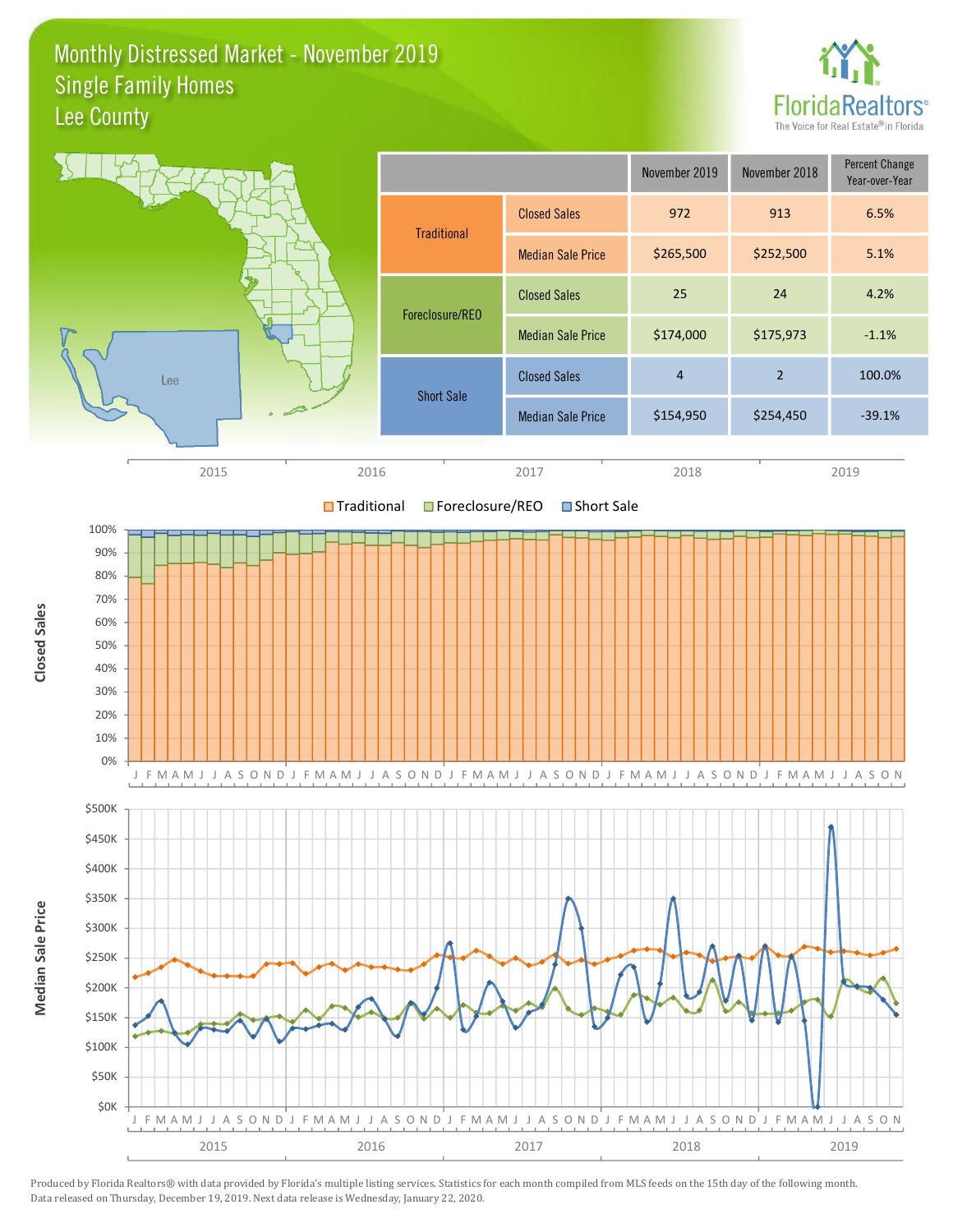# Monthly Distressed Market - November 2019
## Single Family Homes
## Lee County

FloridaRealtors® The Voice for Real Estate® in Florida

| | | November 2019 | November 2018 | Percent Change Year-over-Year |
|---|---|---|---|---|
| Traditional | Closed Sales | 972 | 913 | 6.5% |
| | Median Sale Price | $265,500 | $252,500 | 5.1% |
| Foreclosure/REO | Closed Sales | 25 | 24 | 4.2% |
| | Median Sale Price | $174,000 | $175,973 | -1.1% |
| Short Sale | Closed Sales | 4 | 2 | 100.0% |
| | Median Sale Price | $154,950 | $254,450 | -39.1% |

Produced by Florida Realtors® with data provided by Florida's multiple listing services. Statistics for each month compiled from MLS feeds on the 15th day of the following month. Data released on Thursday, December 19, 2019. Next data release is Wednesday, January 22, 2020.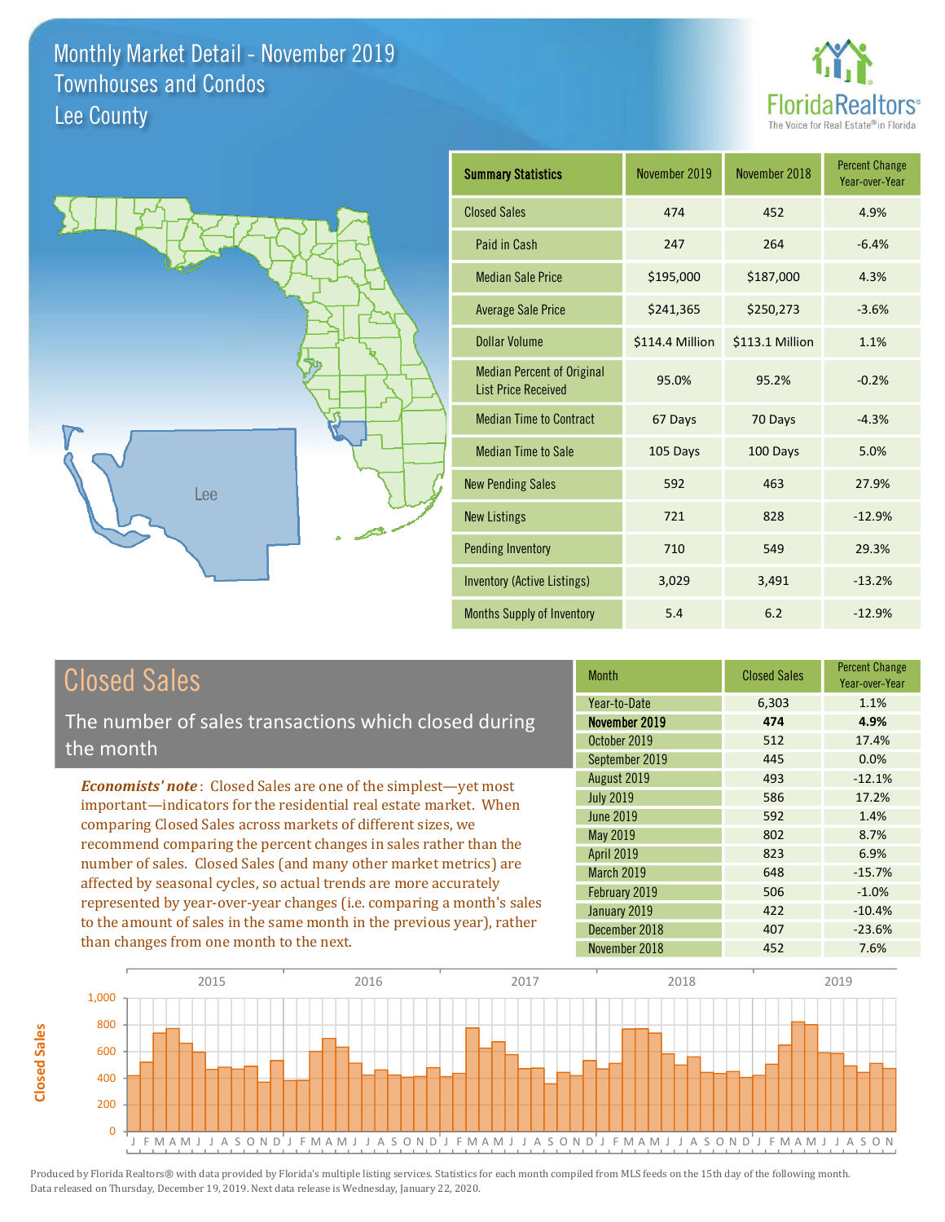# Monthly Market Detail - November 2019
## Townhouses and Condos
## Lee County

FloridaRealtors® The Voice for Real Estate® in Florida

| Summary Statistics | November 2019 | November 2018 | Percent Change Year-over-Year |
|---|---|---|---|
| Closed Sales | 474 | 452 | 4.9% |
| Paid in Cash | 247 | 264 | -6.4% |
| Median Sale Price | $195,000 | $187,000 | 4.3% |
| Average Sale Price | $241,365 | $250,273 | -3.6% |
| Dollar Volume | $114.4 Million | $113.1 Million | 1.1% |
| Median Percent of Original List Price Received | 95.0% | 95.2% | -0.2% |
| Median Time to Contract | 67 Days | 70 Days | -4.3% |
| Median Time to Sale | 105 Days | 100 Days | 5.0% |
| New Pending Sales | 592 | 463 | 27.9% |
| New Listings | 721 | 828 | -12.9% |
| Pending Inventory | 710 | 549 | 29.3% |
| Inventory (Active Listings) | 3,029 | 3,491 | -13.2% |
| Months Supply of Inventory | 5.4 | 6.2 | -12.9% |

## Closed Sales

The number of sales transactions which closed during the month

*Economists' note*: Closed Sales are one of the simplest—yet most important—indicators for the residential real estate market. When comparing Closed Sales across markets of different sizes, we recommend comparing the percent changes in sales rather than the number of sales. Closed Sales (and many other market metrics) are affected by seasonal cycles, so actual trends are more accurately represented by year-over-year changes (i.e. comparing a month's sales to the amount of sales in the same month in the previous year), rather than changes from one month to the next.

| Month | Closed Sales | Percent Change Year-over-Year |
|---|---|---|
| Year-to-Date | 6,303 | 1.1% |
| **November 2019** | **474** | **4.9%** |
| October 2019 | 512 | 17.4% |
| September 2019 | 445 | 0.0% |
| August 2019 | 493 | -12.1% |
| July 2019 | 586 | 17.2% |
| June 2019 | 592 | 1.4% |
| May 2019 | 802 | 8.7% |
| April 2019 | 823 | 6.9% |
| March 2019 | 648 | -15.7% |
| February 2019 | 506 | -1.0% |
| January 2019 | 422 | -10.4% |
| December 2018 | 407 | -23.6% |
| November 2018 | 452 | 7.6% |

Produced by Florida Realtors® with data provided by Florida's multiple listing services. Statistics for each month compiled from MLS feeds on the 15th day of the following month. Data released on Thursday, December 19, 2019. Next data release is Wednesday, January 22, 2020.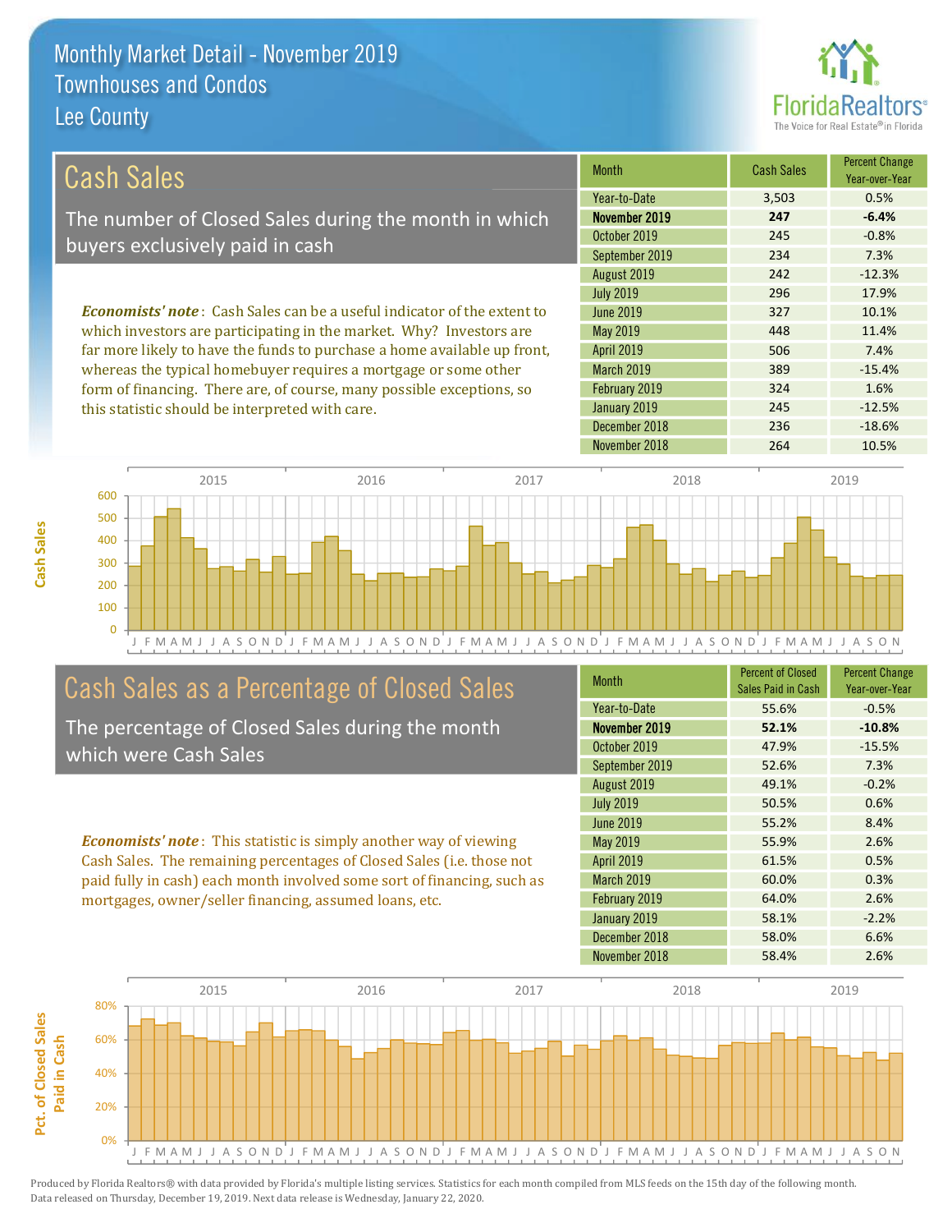# Monthly Market Detail - November 2019
## Townhouses and Condos
## Lee County

## Cash Sales

The number of Closed Sales during the month in which buyers exclusively paid in cash

*Economists' note*: Cash Sales can be a useful indicator of the extent to which investors are participating in the market. Why? Investors are far more likely to have the funds to purchase a home available up front, whereas the typical homebuyer requires a mortgage or some other form of financing. There are, of course, many possible exceptions, so this statistic should be interpreted with care.

| Month | Cash Sales | Percent Change Year-over-Year |
|---|---|---|
| Year-to-Date | 3,503 | 0.5% |
| **November 2019** | **247** | **-6.4%** |
| October 2019 | 245 | -0.8% |
| September 2019 | 234 | 7.3% |
| August 2019 | 242 | -12.3% |
| July 2019 | 296 | 17.9% |
| June 2019 | 327 | 10.1% |
| May 2019 | 448 | 11.4% |
| April 2019 | 506 | 7.4% |
| March 2019 | 389 | -15.4% |
| February 2019 | 324 | 1.6% |
| January 2019 | 245 | -12.5% |
| December 2018 | 236 | -18.6% |
| November 2018 | 264 | 10.5% |

## Cash Sales as a Percentage of Closed Sales

The percentage of Closed Sales during the month which were Cash Sales

*Economists' note*: This statistic is simply another way of viewing Cash Sales. The remaining percentages of Closed Sales (i.e. those not paid fully in cash) each month involved some sort of financing, such as mortgages, owner/seller financing, assumed loans, etc.

| Month | Percent of Closed Sales Paid in Cash | Percent Change Year-over-Year |
|---|---|---|
| Year-to-Date | 55.6% | -0.5% |
| **November 2019** | **52.1%** | **-10.8%** |
| October 2019 | 47.9% | -15.5% |
| September 2019 | 52.6% | 7.3% |
| August 2019 | 49.1% | -0.2% |
| July 2019 | 50.5% | 0.6% |
| June 2019 | 55.2% | 8.4% |
| May 2019 | 55.9% | 2.6% |
| April 2019 | 61.5% | 0.5% |
| March 2019 | 60.0% | 0.3% |
| February 2019 | 64.0% | 2.6% |
| January 2019 | 58.1% | -2.2% |
| December 2018 | 58.0% | 6.6% |
| November 2018 | 58.4% | 2.6% |

Produced by Florida Realtors® with data provided by Florida's multiple listing services. Statistics for each month compiled from MLS feeds on the 15th day of the following month. Data released on Thursday, December 19, 2019. Next data release is Wednesday, January 22, 2020.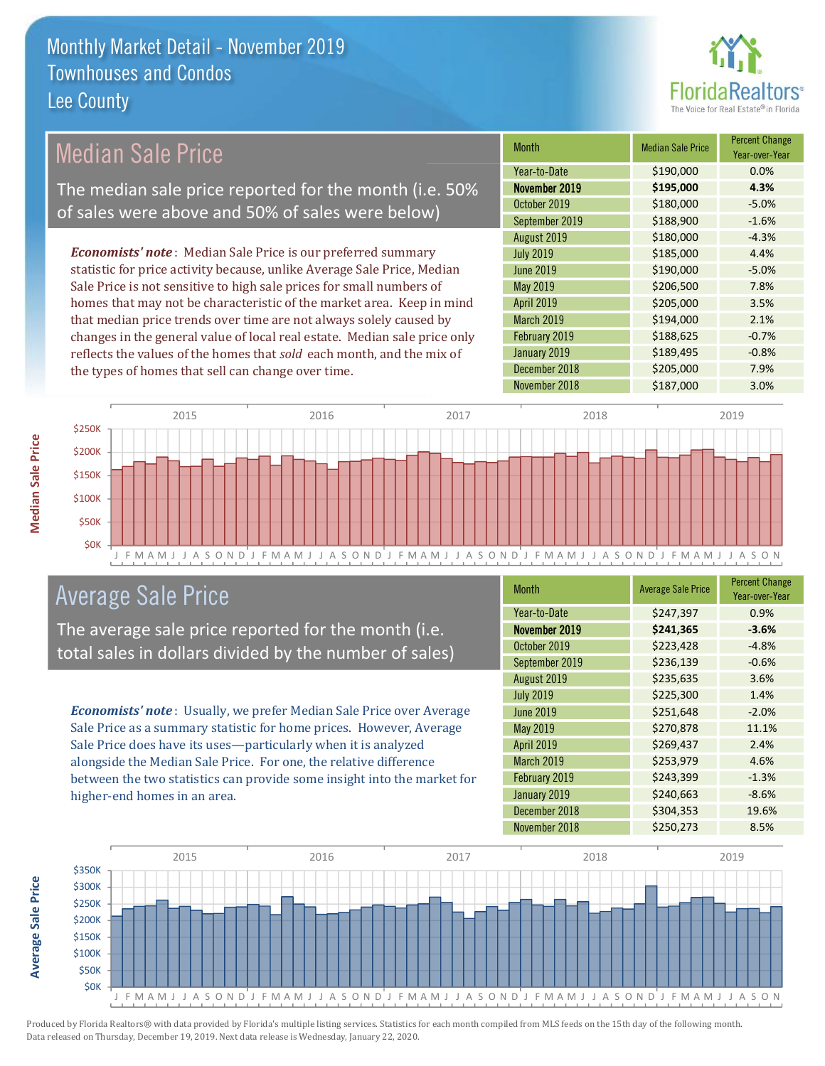# Monthly Market Detail - November 2019
## Townhouses and Condos
## Lee County

## Median Sale Price

The median sale price reported for the month (i.e. 50% of sales were above and 50% of sales were below)

***Economists' note***: Median Sale Price is our preferred summary statistic for price activity because, unlike Average Sale Price, Median Sale Price is not sensitive to high sale prices for small numbers of homes that may not be characteristic of the market area. Keep in mind that median price trends over time are not always solely caused by changes in the general value of local real estate. Median sale price only reflects the values of the homes that *sold* each month, and the mix of the types of homes that sell can change over time.

| Month | Median Sale Price | Percent Change Year-over-Year |
|---|---|---|
| Year-to-Date | $190,000 | 0.0% |
| **November 2019** | **$195,000** | **4.3%** |
| October 2019 | $180,000 | -5.0% |
| September 2019 | $188,900 | -1.6% |
| August 2019 | $180,000 | -4.3% |
| July 2019 | $185,000 | 4.4% |
| June 2019 | $190,000 | -5.0% |
| May 2019 | $206,500 | 7.8% |
| April 2019 | $205,000 | 3.5% |
| March 2019 | $194,000 | 2.1% |
| February 2019 | $188,625 | -0.7% |
| January 2019 | $189,495 | -0.8% |
| December 2018 | $205,000 | 7.9% |
| November 2018 | $187,000 | 3.0% |

## Average Sale Price

The average sale price reported for the month (i.e. total sales in dollars divided by the number of sales)

***Economists' note***: Usually, we prefer Median Sale Price over Average Sale Price as a summary statistic for home prices. However, Average Sale Price does have its uses—particularly when it is analyzed alongside the Median Sale Price. For one, the relative difference between the two statistics can provide some insight into the market for higher-end homes in an area.

| Month | Average Sale Price | Percent Change Year-over-Year |
|---|---|---|
| Year-to-Date | $247,397 | 0.9% |
| **November 2019** | **$241,365** | **-3.6%** |
| October 2019 | $223,428 | -4.8% |
| September 2019 | $236,139 | -0.6% |
| August 2019 | $235,635 | 3.6% |
| July 2019 | $225,300 | 1.4% |
| June 2019 | $251,648 | -2.0% |
| May 2019 | $270,878 | 11.1% |
| April 2019 | $269,437 | 2.4% |
| March 2019 | $253,979 | 4.6% |
| February 2019 | $243,399 | -1.3% |
| January 2019 | $240,663 | -8.6% |
| December 2018 | $304,353 | 19.6% |
| November 2018 | $250,273 | 8.5% |

Produced by Florida Realtors® with data provided by Florida's multiple listing services. Statistics for each month compiled from MLS feeds on the 15th day of the following month. Data released on Thursday, December 19, 2019. Next data release is Wednesday, January 22, 2020.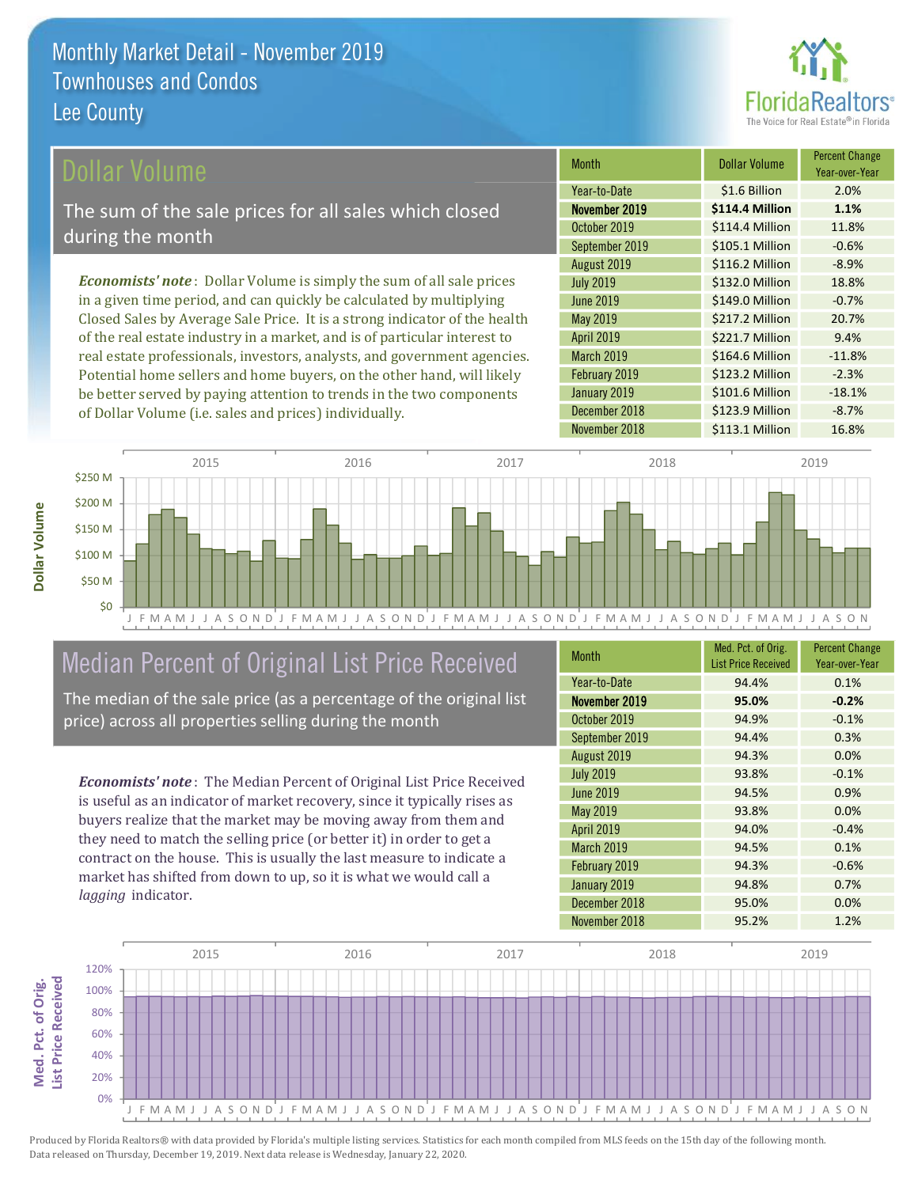# Monthly Market Detail - November 2019
## Townhouses and Condos
## Lee County

## Dollar Volume

The sum of the sale prices for all sales which closed during the month

*Economists' note*: Dollar Volume is simply the sum of all sale prices in a given time period, and can quickly be calculated by multiplying Closed Sales by Average Sale Price. It is a strong indicator of the health of the real estate industry in a market, and is of particular interest to real estate professionals, investors, analysts, and government agencies. Potential home sellers and home buyers, on the other hand, will likely be better served by paying attention to trends in the two components of Dollar Volume (i.e. sales and prices) individually.

| Month | Dollar Volume | Percent Change Year-over-Year |
|---|---|---|
| Year-to-Date | $1.6 Billion | 2.0% |
| **November 2019** | **$114.4 Million** | **1.1%** |
| October 2019 | $114.4 Million | 11.8% |
| September 2019 | $105.1 Million | -0.6% |
| August 2019 | $116.2 Million | -8.9% |
| July 2019 | $132.0 Million | 18.8% |
| June 2019 | $149.0 Million | -0.7% |
| May 2019 | $217.2 Million | 20.7% |
| April 2019 | $221.7 Million | 9.4% |
| March 2019 | $164.6 Million | -11.8% |
| February 2019 | $123.2 Million | -2.3% |
| January 2019 | $101.6 Million | -18.1% |
| December 2018 | $123.9 Million | -8.7% |
| November 2018 | $113.1 Million | 16.8% |

## Median Percent of Original List Price Received

The median of the sale price (as a percentage of the original list price) across all properties selling during the month

*Economists' note*: The Median Percent of Original List Price Received is useful as an indicator of market recovery, since it typically rises as buyers realize that the market may be moving away from them and they need to match the selling price (or better it) in order to get a contract on the house. This is usually the last measure to indicate a market has shifted from down to up, so it is what we would call a *lagging* indicator.

| Month | Med. Pct. of Orig. List Price Received | Percent Change Year-over-Year |
|---|---|---|
| Year-to-Date | 94.4% | 0.1% |
| **November 2019** | **95.0%** | **-0.2%** |
| October 2019 | 94.9% | -0.1% |
| September 2019 | 94.4% | 0.3% |
| August 2019 | 94.3% | 0.0% |
| July 2019 | 93.8% | -0.1% |
| June 2019 | 94.5% | 0.9% |
| May 2019 | 93.8% | 0.0% |
| April 2019 | 94.0% | -0.4% |
| March 2019 | 94.5% | 0.1% |
| February 2019 | 94.3% | -0.6% |
| January 2019 | 94.8% | 0.7% |
| December 2018 | 95.0% | 0.0% |
| November 2018 | 95.2% | 1.2% |

Produced by Florida Realtors® with data provided by Florida's multiple listing services. Statistics for each month compiled from MLS feeds on the 15th day of the following month. Data released on Thursday, December 19, 2019. Next data release is Wednesday, January 22, 2020.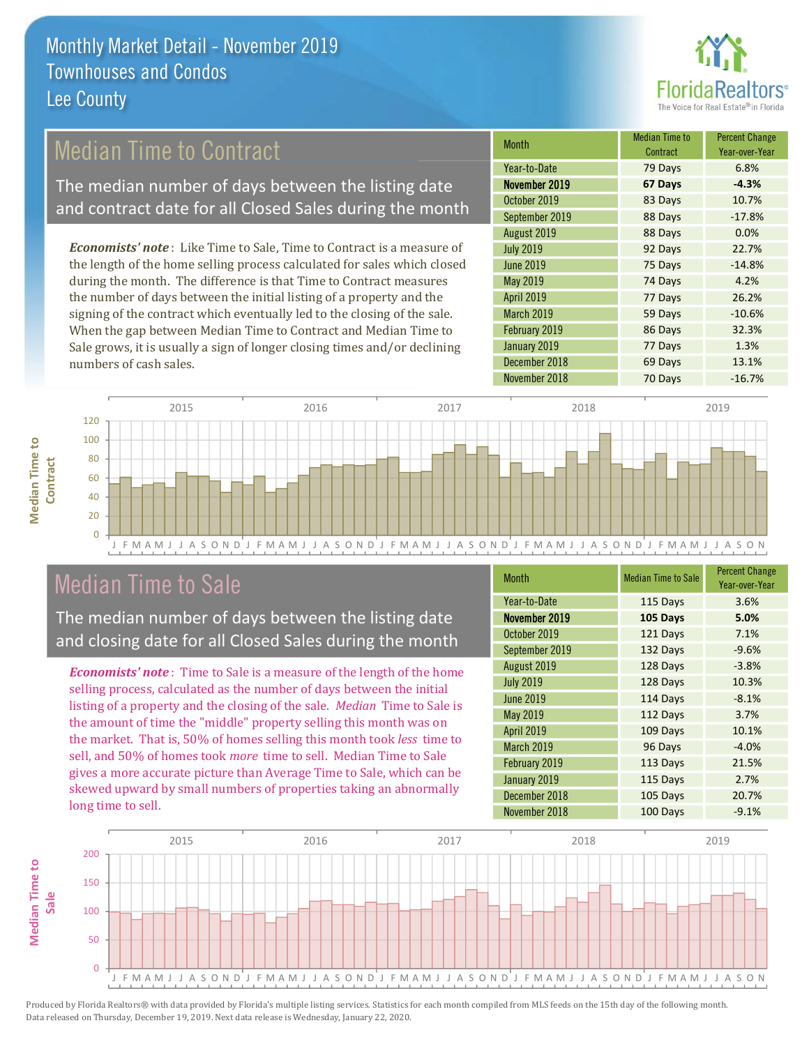# Monthly Market Detail - November 2019
## Townhouses and Condos
## Lee County

## Median Time to Contract

The median number of days between the listing date and contract date for all Closed Sales during the month

*Economists' note*: Like Time to Sale, Time to Contract is a measure of the length of the home selling process calculated for sales which closed during the month. The difference is that Time to Contract measures the number of days between the initial listing of a property and the signing of the contract which eventually led to the closing of the sale. When the gap between Median Time to Contract and Median Time to Sale grows, it is usually a sign of longer closing times and/or declining numbers of cash sales.

| Month | Median Time to Contract | Percent Change Year-over-Year |
|---|---|---|
| Year-to-Date | 79 Days | 6.8% |
| **November 2019** | **67 Days** | **-4.3%** |
| October 2019 | 83 Days | 10.7% |
| September 2019 | 88 Days | -17.8% |
| August 2019 | 88 Days | 0.0% |
| July 2019 | 92 Days | 22.7% |
| June 2019 | 75 Days | -14.8% |
| May 2019 | 74 Days | 4.2% |
| April 2019 | 77 Days | 26.2% |
| March 2019 | 59 Days | -10.6% |
| February 2019 | 86 Days | 32.3% |
| January 2019 | 77 Days | 1.3% |
| December 2018 | 69 Days | 13.1% |
| November 2018 | 70 Days | -16.7% |

## Median Time to Sale

The median number of days between the listing date and closing date for all Closed Sales during the month

*Economists' note*: Time to Sale is a measure of the length of the home selling process, calculated as the number of days between the initial listing of a property and the closing of the sale. *Median* Time to Sale is the amount of time the "middle" property selling this month was on the market. That is, 50% of homes selling this month took *less* time to sell, and 50% of homes took *more* time to sell. Median Time to Sale gives a more accurate picture than Average Time to Sale, which can be skewed upward by small numbers of properties taking an abnormally long time to sell.

| Month | Median Time to Sale | Percent Change Year-over-Year |
|---|---|---|
| Year-to-Date | 115 Days | 3.6% |
| **November 2019** | **105 Days** | **5.0%** |
| October 2019 | 121 Days | 7.1% |
| September 2019 | 132 Days | -9.6% |
| August 2019 | 128 Days | -3.8% |
| July 2019 | 128 Days | 10.3% |
| June 2019 | 114 Days | -8.1% |
| May 2019 | 112 Days | 3.7% |
| April 2019 | 109 Days | 10.1% |
| March 2019 | 96 Days | -4.0% |
| February 2019 | 113 Days | 21.5% |
| January 2019 | 115 Days | 2.7% |
| December 2018 | 105 Days | 20.7% |
| November 2018 | 100 Days | -9.1% |

Produced by Florida Realtors® with data provided by Florida's multiple listing services. Statistics for each month compiled from MLS feeds on the 15th day of the following month. Data released on Thursday, December 19, 2019. Next data release is Wednesday, January 22, 2020.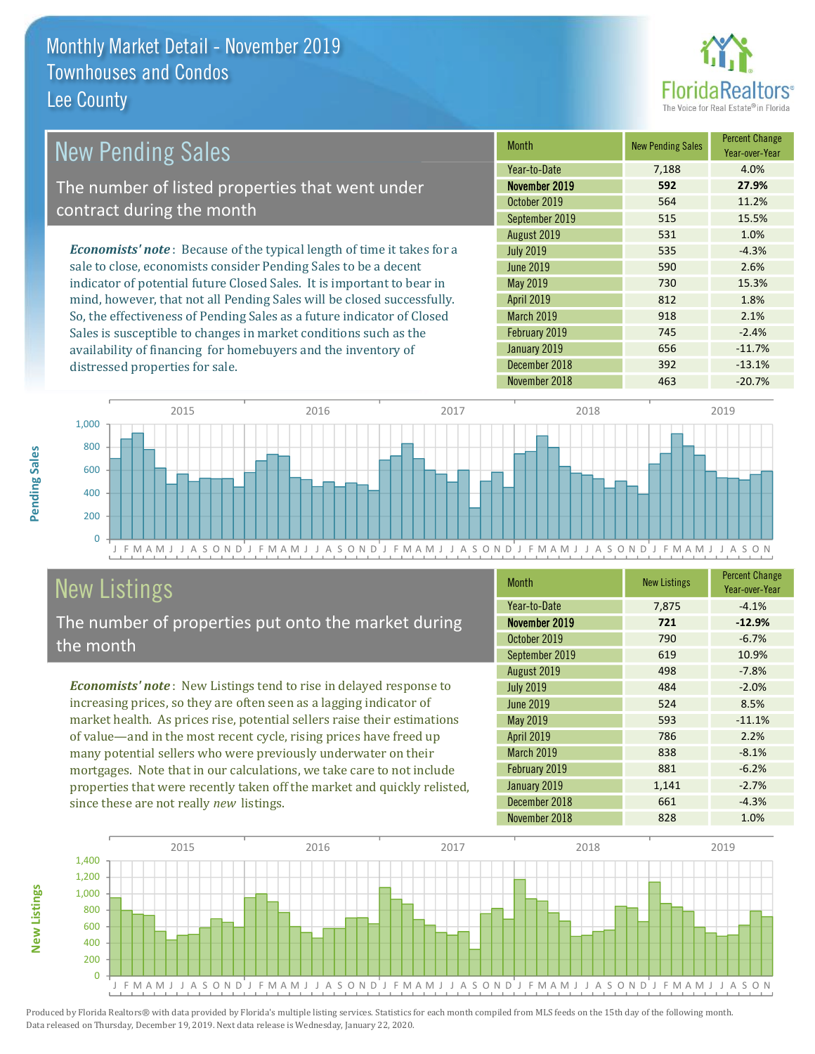# Monthly Market Detail - November 2019
## Townhouses and Condos
## Lee County

## New Pending Sales

The number of listed properties that went under contract during the month

*Economists' note*: Because of the typical length of time it takes for a sale to close, economists consider Pending Sales to be a decent indicator of potential future Closed Sales. It is important to bear in mind, however, that not all Pending Sales will be closed successfully. So, the effectiveness of Pending Sales as a future indicator of Closed Sales is susceptible to changes in market conditions such as the availability of financing for homebuyers and the inventory of distressed properties for sale.

| Month | New Pending Sales | Percent Change Year-over-Year |
|---|---|---|
| Year-to-Date | 7,188 | 4.0% |
| **November 2019** | **592** | **27.9%** |
| October 2019 | 564 | 11.2% |
| September 2019 | 515 | 15.5% |
| August 2019 | 531 | 1.0% |
| July 2019 | 535 | -4.3% |
| June 2019 | 590 | 2.6% |
| May 2019 | 730 | 15.3% |
| April 2019 | 812 | 1.8% |
| March 2019 | 918 | 2.1% |
| February 2019 | 745 | -2.4% |
| January 2019 | 656 | -11.7% |
| December 2018 | 392 | -13.1% |
| November 2018 | 463 | -20.7% |

## New Listings

The number of properties put onto the market during the month

*Economists' note*: New Listings tend to rise in delayed response to increasing prices, so they are often seen as a lagging indicator of market health. As prices rise, potential sellers raise their estimations of value—and in the most recent cycle, rising prices have freed up many potential sellers who were previously underwater on their mortgages. Note that in our calculations, we take care to not include properties that were recently taken off the market and quickly relisted, since these are not really *new* listings.

| Month | New Listings | Percent Change Year-over-Year |
|---|---|---|
| Year-to-Date | 7,875 | -4.1% |
| **November 2019** | **721** | **-12.9%** |
| October 2019 | 790 | -6.7% |
| September 2019 | 619 | 10.9% |
| August 2019 | 498 | -7.8% |
| July 2019 | 484 | -2.0% |
| June 2019 | 524 | 8.5% |
| May 2019 | 593 | -11.1% |
| April 2019 | 786 | 2.2% |
| March 2019 | 838 | -8.1% |
| February 2019 | 881 | -6.2% |
| January 2019 | 1,141 | -2.7% |
| December 2018 | 661 | -4.3% |
| November 2018 | 828 | 1.0% |

Produced by Florida Realtors® with data provided by Florida's multiple listing services. Statistics for each month compiled from MLS feeds on the 15th day of the following month. Data released on Thursday, December 19, 2019. Next data release is Wednesday, January 22, 2020.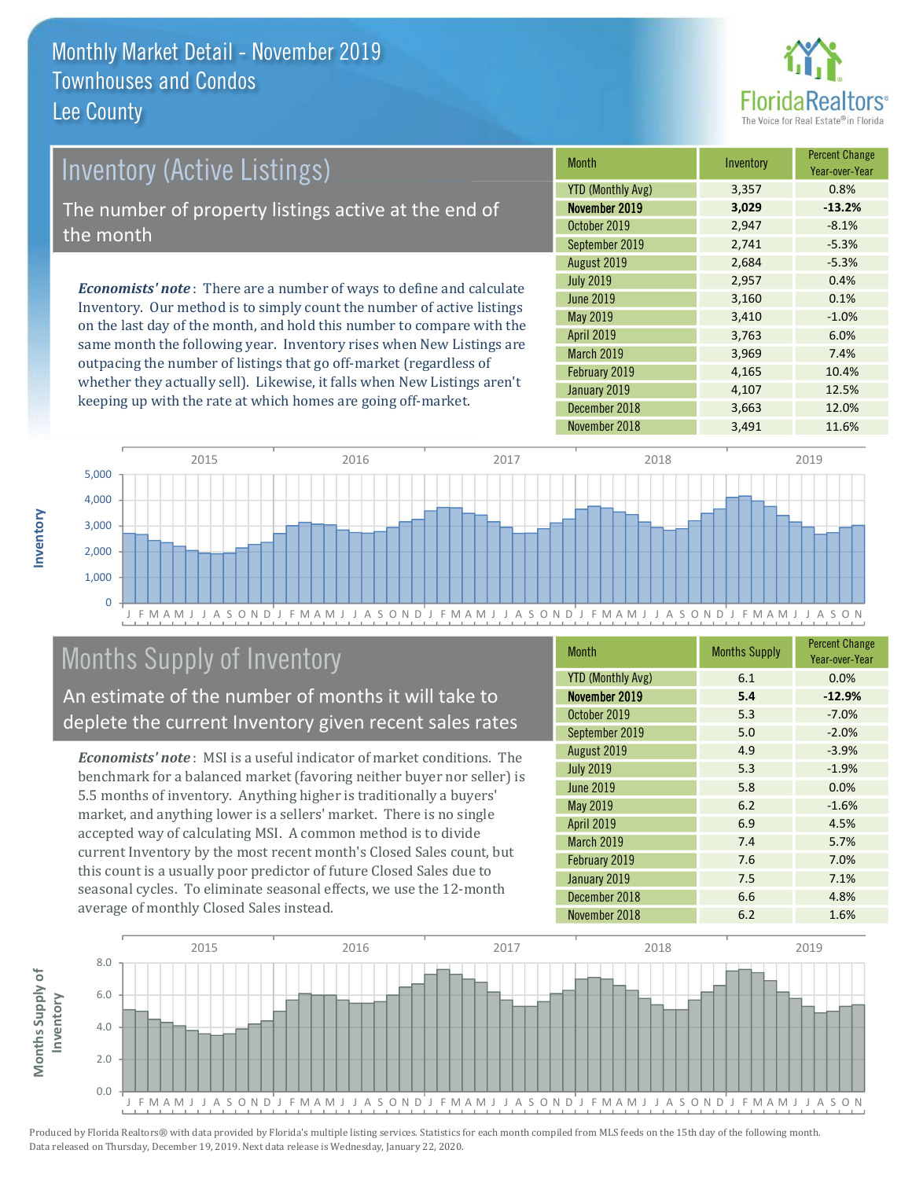# Monthly Market Detail - November 2019
## Townhouses and Condos
## Lee County

## Inventory (Active Listings)

The number of property listings active at the end of the month

***Economists' note***: There are a number of ways to define and calculate Inventory. Our method is to simply count the number of active listings on the last day of the month, and hold this number to compare with the same month the following year. Inventory rises when New Listings are outpacing the number of listings that go off-market (regardless of whether they actually sell). Likewise, it falls when New Listings aren't keeping up with the rate at which homes are going off-market.

| Month | Inventory | Percent Change Year-over-Year |
|---|---|---|
| YTD (Monthly Avg) | 3,357 | 0.8% |
| **November 2019** | **3,029** | **-13.2%** |
| October 2019 | 2,947 | -8.1% |
| September 2019 | 2,741 | -5.3% |
| August 2019 | 2,684 | -5.3% |
| July 2019 | 2,957 | 0.4% |
| June 2019 | 3,160 | 0.1% |
| May 2019 | 3,410 | -1.0% |
| April 2019 | 3,763 | 6.0% |
| March 2019 | 3,969 | 7.4% |
| February 2019 | 4,165 | 10.4% |
| January 2019 | 4,107 | 12.5% |
| December 2018 | 3,663 | 12.0% |
| November 2018 | 3,491 | 11.6% |

## Months Supply of Inventory

An estimate of the number of months it will take to deplete the current Inventory given recent sales rates

***Economists' note***: MSI is a useful indicator of market conditions. The benchmark for a balanced market (favoring neither buyer nor seller) is 5.5 months of inventory. Anything higher is traditionally a buyers' market, and anything lower is a sellers' market. There is no single accepted way of calculating MSI. A common method is to divide current Inventory by the most recent month's Closed Sales count, but this count is a usually poor predictor of future Closed Sales due to seasonal cycles. To eliminate seasonal effects, we use the 12-month average of monthly Closed Sales instead.

| Month | Months Supply | Percent Change Year-over-Year |
|---|---|---|
| YTD (Monthly Avg) | 6.1 | 0.0% |
| **November 2019** | **5.4** | **-12.9%** |
| October 2019 | 5.3 | -7.0% |
| September 2019 | 5.0 | -2.0% |
| August 2019 | 4.9 | -3.9% |
| July 2019 | 5.3 | -1.9% |
| June 2019 | 5.8 | 0.0% |
| May 2019 | 6.2 | -1.6% |
| April 2019 | 6.9 | 4.5% |
| March 2019 | 7.4 | 5.7% |
| February 2019 | 7.6 | 7.0% |
| January 2019 | 7.5 | 7.1% |
| December 2018 | 6.6 | 4.8% |
| November 2018 | 6.2 | 1.6% |

Produced by Florida Realtors® with data provided by Florida's multiple listing services. Statistics for each month compiled from MLS feeds on the 15th day of the following month. Data released on Thursday, December 19, 2019. Next data release is Wednesday, January 22, 2020.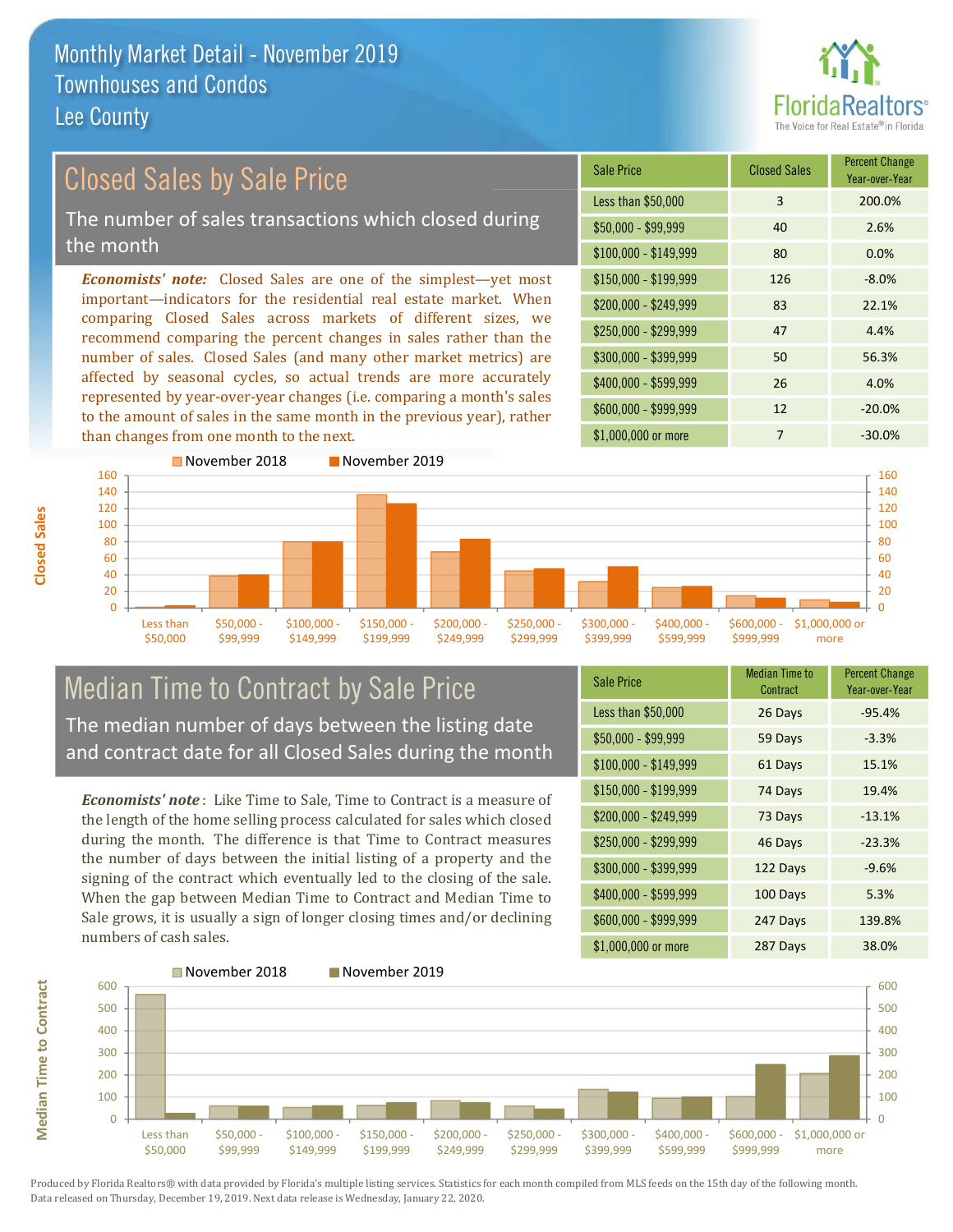# Monthly Market Detail - November 2019
## Townhouses and Condos
## Lee County

## Closed Sales by Sale Price

The number of sales transactions which closed during the month

***Economists' note:*** Closed Sales are one of the simplest—yet most important—indicators for the residential real estate market. When comparing Closed Sales across markets of different sizes, we recommend comparing the percent changes in sales rather than the number of sales. Closed Sales (and many other market metrics) are affected by seasonal cycles, so actual trends are more accurately represented by year-over-year changes (i.e. comparing a month's sales to the amount of sales in the same month in the previous year), rather than changes from one month to the next.

| Sale Price | Closed Sales | Percent Change Year-over-Year |
|---|---|---|
| Less than $50,000 | 3 | 200.0% |
| $50,000 - $99,999 | 40 | 2.6% |
| $100,000 - $149,999 | 80 | 0.0% |
| $150,000 - $199,999 | 126 | -8.0% |
| $200,000 - $249,999 | 83 | 22.1% |
| $250,000 - $299,999 | 47 | 4.4% |
| $300,000 - $399,999 | 50 | 56.3% |
| $400,000 - $599,999 | 26 | 4.0% |
| $600,000 - $999,999 | 12 | -20.0% |
| $1,000,000 or more | 7 | -30.0% |

## Median Time to Contract by Sale Price

The median number of days between the listing date and contract date for all Closed Sales during the month

***Economists' note***: Like Time to Sale, Time to Contract is a measure of the length of the home selling process calculated for sales which closed during the month. The difference is that Time to Contract measures the number of days between the initial listing of a property and the signing of the contract which eventually led to the closing of the sale. When the gap between Median Time to Contract and Median Time to Sale grows, it is usually a sign of longer closing times and/or declining numbers of cash sales.

| Sale Price | Median Time to Contract | Percent Change Year-over-Year |
|---|---|---|
| Less than $50,000 | 26 Days | -95.4% |
| $50,000 - $99,999 | 59 Days | -3.3% |
| $100,000 - $149,999 | 61 Days | 15.1% |
| $150,000 - $199,999 | 74 Days | 19.4% |
| $200,000 - $249,999 | 73 Days | -13.1% |
| $250,000 - $299,999 | 46 Days | -23.3% |
| $300,000 - $399,999 | 122 Days | -9.6% |
| $400,000 - $599,999 | 100 Days | 5.3% |
| $600,000 - $999,999 | 247 Days | 139.8% |
| $1,000,000 or more | 287 Days | 38.0% |

Produced by Florida Realtors® with data provided by Florida's multiple listing services. Statistics for each month compiled from MLS feeds on the 15th day of the following month. Data released on Thursday, December 19, 2019. Next data release is Wednesday, January 22, 2020.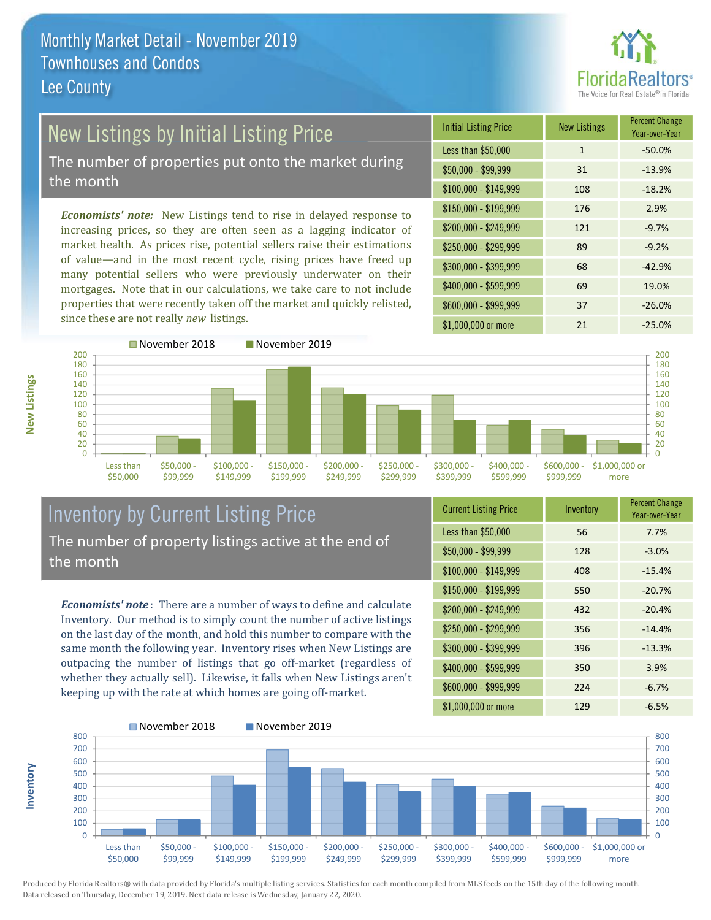# Monthly Market Detail - November 2019
## Townhouses and Condos
## Lee County

## New Listings by Initial Listing Price

The number of properties put onto the market during the month

***Economists' note:*** New Listings tend to rise in delayed response to increasing prices, so they are often seen as a lagging indicator of market health. As prices rise, potential sellers raise their estimations of value—and in the most recent cycle, rising prices have freed up many potential sellers who were previously underwater on their mortgages. Note that in our calculations, we take care to not include properties that were recently taken off the market and quickly relisted, since these are not really *new* listings.

| Initial Listing Price | New Listings | Percent Change Year-over-Year |
|---|---|---|
| Less than $50,000 | 1 | -50.0% |
| $50,000 - $99,999 | 31 | -13.9% |
| $100,000 - $149,999 | 108 | -18.2% |
| $150,000 - $199,999 | 176 | 2.9% |
| $200,000 - $249,999 | 121 | -9.7% |
| $250,000 - $299,999 | 89 | -9.2% |
| $300,000 - $399,999 | 68 | -42.9% |
| $400,000 - $599,999 | 69 | 19.0% |
| $600,000 - $999,999 | 37 | -26.0% |
| $1,000,000 or more | 21 | -25.0% |

## Inventory by Current Listing Price

The number of property listings active at the end of the month

***Economists' note***: There are a number of ways to define and calculate Inventory. Our method is to simply count the number of active listings on the last day of the month, and hold this number to compare with the same month the following year. Inventory rises when New Listings are outpacing the number of listings that go off-market (regardless of whether they actually sell). Likewise, it falls when New Listings aren't keeping up with the rate at which homes are going off-market.

| Current Listing Price | Inventory | Percent Change Year-over-Year |
|---|---|---|
| Less than $50,000 | 56 | 7.7% |
| $50,000 - $99,999 | 128 | -3.0% |
| $100,000 - $149,999 | 408 | -15.4% |
| $150,000 - $199,999 | 550 | -20.7% |
| $200,000 - $249,999 | 432 | -20.4% |
| $250,000 - $299,999 | 356 | -14.4% |
| $300,000 - $399,999 | 396 | -13.3% |
| $400,000 - $599,999 | 350 | 3.9% |
| $600,000 - $999,999 | 224 | -6.7% |
| $1,000,000 or more | 129 | -6.5% |

Produced by Florida Realtors® with data provided by Florida's multiple listing services. Statistics for each month compiled from MLS feeds on the 15th day of the following month. Data released on Thursday, December 19, 2019. Next data release is Wednesday, January 22, 2020.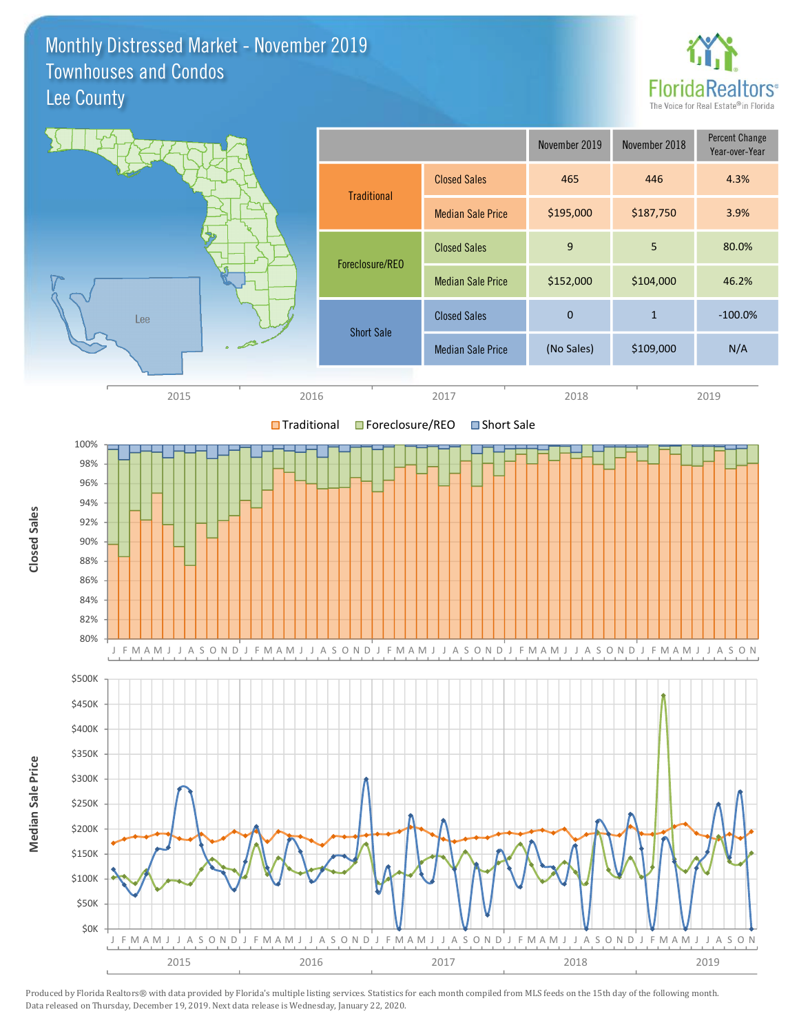# Monthly Distressed Market - November 2019
## Townhouses and Condos
## Lee County

FloridaRealtors®
The Voice for Real Estate® in Florida

Lee

| | | November 2019 | November 2018 | Percent Change Year-over-Year |
|---|---|---|---|---|
| Traditional | Closed Sales | 465 | 446 | 4.3% |
| | Median Sale Price | $195,000 | $187,750 | 3.9% |
| Foreclosure/REO | Closed Sales | 9 | 5 | 80.0% |
| | Median Sale Price | $152,000 | $104,000 | 46.2% |
| Short Sale | Closed Sales | 0 | 1 | -100.0% |
| | Median Sale Price | (No Sales) | $109,000 | N/A |

2015 2016 2017 2018 2019

Traditional Foreclosure/REO Short Sale

Closed Sales

100% 98% 96% 94% 92% 90% 88% 86% 84% 82% 80%

J F M A M J J A S O N D J F M A M J J A S O N D J F M A M J J A S O N D J F M A M J J A S O N D J F M A M J J A S O N

Median Sale Price

$500K $450K $400K $350K $300K $250K $200K $150K $100K $50K $0K

J F M A M J J A S O N D J F M A M J J A S O N D J F M A M J J A S O N D J F M A M J J A S O N D J F M A M J J A S O N

2015 2016 2017 2018 2019

Produced by Florida Realtors® with data provided by Florida's multiple listing services. Statistics for each month compiled from MLS feeds on the 15th day of the following month. Data released on Thursday, December 19, 2019. Next data release is Wednesday, January 22, 2020.